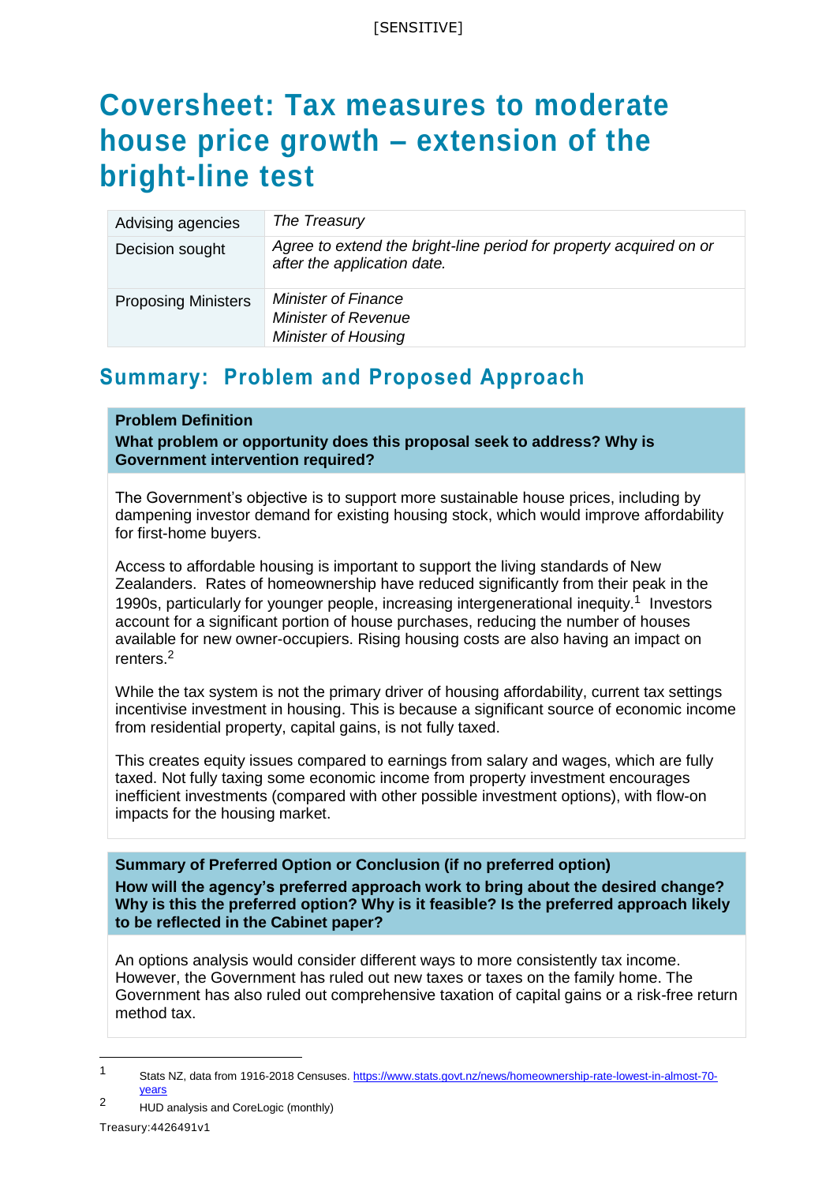[SENSITIVE]

# Coversheet: Tax measures to moderate house price growth – extension of the bright-line test

| | |
|---|---|
| Advising agencies | *The Treasury* |
| Decision sought | *Agree to extend the bright-line period for property acquired on or after the application date.* |
| Proposing Ministers | *Minister of Finance*<br>*Minister of Revenue*<br>*Minister of Housing* |

## Summary: Problem and Proposed Approach

**Problem Definition**

**What problem or opportunity does this proposal seek to address? Why is Government intervention required?**

The Government's objective is to support more sustainable house prices, including by dampening investor demand for existing housing stock, which would improve affordability for first-home buyers.

Access to affordable housing is important to support the living standards of New Zealanders. Rates of homeownership have reduced significantly from their peak in the 1990s, particularly for younger people, increasing intergenerational inequity.[1] Investors account for a significant portion of house purchases, reducing the number of houses available for new owner-occupiers. Rising housing costs are also having an impact on renters.[2]

While the tax system is not the primary driver of housing affordability, current tax settings incentivise investment in housing. This is because a significant source of economic income from residential property, capital gains, is not fully taxed.

This creates equity issues compared to earnings from salary and wages, which are fully taxed. Not fully taxing some economic income from property investment encourages inefficient investments (compared with other possible investment options), with flow-on impacts for the housing market.

**Summary of Preferred Option or Conclusion (if no preferred option)**

**How will the agency's preferred approach work to bring about the desired change? Why is this the preferred option? Why is it feasible? Is the preferred approach likely to be reflected in the Cabinet paper?**

An options analysis would consider different ways to more consistently tax income. However, the Government has ruled out new taxes or taxes on the family home. The Government has also ruled out comprehensive taxation of capital gains or a risk-free return method tax.

---

[1] Stats NZ, data from 1916-2018 Censuses. https://www.stats.govt.nz/news/homeownership-rate-lowest-in-almost-70-years

[2] HUD analysis and CoreLogic (monthly)

Treasury:4426491v1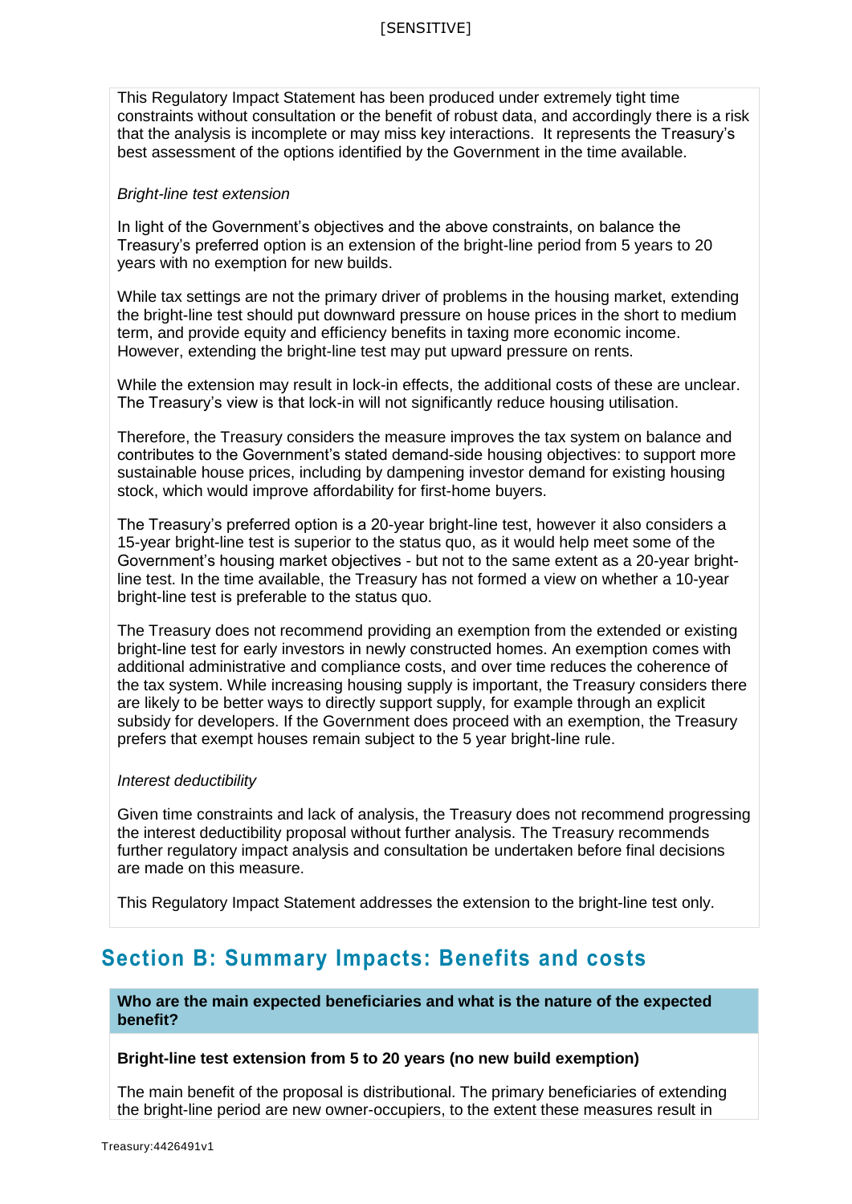This Regulatory Impact Statement has been produced under extremely tight time constraints without consultation or the benefit of robust data, and accordingly there is a risk that the analysis is incomplete or may miss key interactions. It represents the Treasury's best assessment of the options identified by the Government in the time available.

*Bright-line test extension*

In light of the Government's objectives and the above constraints, on balance the Treasury's preferred option is an extension of the bright-line period from 5 years to 20 years with no exemption for new builds.

While tax settings are not the primary driver of problems in the housing market, extending the bright-line test should put downward pressure on house prices in the short to medium term, and provide equity and efficiency benefits in taxing more economic income. However, extending the bright-line test may put upward pressure on rents.

While the extension may result in lock-in effects, the additional costs of these are unclear. The Treasury's view is that lock-in will not significantly reduce housing utilisation.

Therefore, the Treasury considers the measure improves the tax system on balance and contributes to the Government's stated demand-side housing objectives: to support more sustainable house prices, including by dampening investor demand for existing housing stock, which would improve affordability for first-home buyers.

The Treasury's preferred option is a 20-year bright-line test, however it also considers a 15-year bright-line test is superior to the status quo, as it would help meet some of the Government's housing market objectives - but not to the same extent as a 20-year bright-line test. In the time available, the Treasury has not formed a view on whether a 10-year bright-line test is preferable to the status quo.

The Treasury does not recommend providing an exemption from the extended or existing bright-line test for early investors in newly constructed homes. An exemption comes with additional administrative and compliance costs, and over time reduces the coherence of the tax system. While increasing housing supply is important, the Treasury considers there are likely to be better ways to directly support supply, for example through an explicit subsidy for developers. If the Government does proceed with an exemption, the Treasury prefers that exempt houses remain subject to the 5 year bright-line rule.

*Interest deductibility*

Given time constraints and lack of analysis, the Treasury does not recommend progressing the interest deductibility proposal without further analysis. The Treasury recommends further regulatory impact analysis and consultation be undertaken before final decisions are made on this measure.

This Regulatory Impact Statement addresses the extension to the bright-line test only.

## Section B: Summary Impacts: Benefits and costs

**Who are the main expected beneficiaries and what is the nature of the expected benefit?**

**Bright-line test extension from 5 to 20 years (no new build exemption)**

The main benefit of the proposal is distributional. The primary beneficiaries of extending the bright-line period are new owner-occupiers, to the extent these measures result in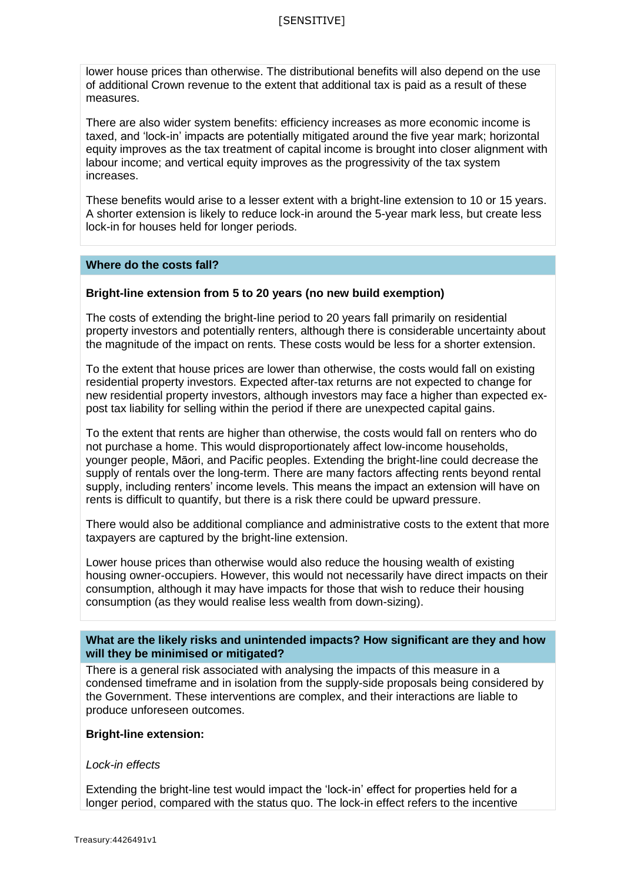lower house prices than otherwise. The distributional benefits will also depend on the use of additional Crown revenue to the extent that additional tax is paid as a result of these measures.

There are also wider system benefits: efficiency increases as more economic income is taxed, and 'lock-in' impacts are potentially mitigated around the five year mark; horizontal equity improves as the tax treatment of capital income is brought into closer alignment with labour income; and vertical equity improves as the progressivity of the tax system increases.

These benefits would arise to a lesser extent with a bright-line extension to 10 or 15 years. A shorter extension is likely to reduce lock-in around the 5-year mark less, but create less lock-in for houses held for longer periods.

**Where do the costs fall?**

**Bright-line extension from 5 to 20 years (no new build exemption)**

The costs of extending the bright-line period to 20 years fall primarily on residential property investors and potentially renters, although there is considerable uncertainty about the magnitude of the impact on rents. These costs would be less for a shorter extension.

To the extent that house prices are lower than otherwise, the costs would fall on existing residential property investors. Expected after-tax returns are not expected to change for new residential property investors, although investors may face a higher than expected ex-post tax liability for selling within the period if there are unexpected capital gains.

To the extent that rents are higher than otherwise, the costs would fall on renters who do not purchase a home. This would disproportionately affect low-income households, younger people, Māori, and Pacific peoples. Extending the bright-line could decrease the supply of rentals over the long-term. There are many factors affecting rents beyond rental supply, including renters' income levels. This means the impact an extension will have on rents is difficult to quantify, but there is a risk there could be upward pressure.

There would also be additional compliance and administrative costs to the extent that more taxpayers are captured by the bright-line extension.

Lower house prices than otherwise would also reduce the housing wealth of existing housing owner-occupiers. However, this would not necessarily have direct impacts on their consumption, although it may have impacts for those that wish to reduce their housing consumption (as they would realise less wealth from down-sizing).

**What are the likely risks and unintended impacts? How significant are they and how will they be minimised or mitigated?**

There is a general risk associated with analysing the impacts of this measure in a condensed timeframe and in isolation from the supply-side proposals being considered by the Government. These interventions are complex, and their interactions are liable to produce unforeseen outcomes.

**Bright-line extension:**

*Lock-in effects*

Extending the bright-line test would impact the 'lock-in' effect for properties held for a longer period, compared with the status quo. The lock-in effect refers to the incentive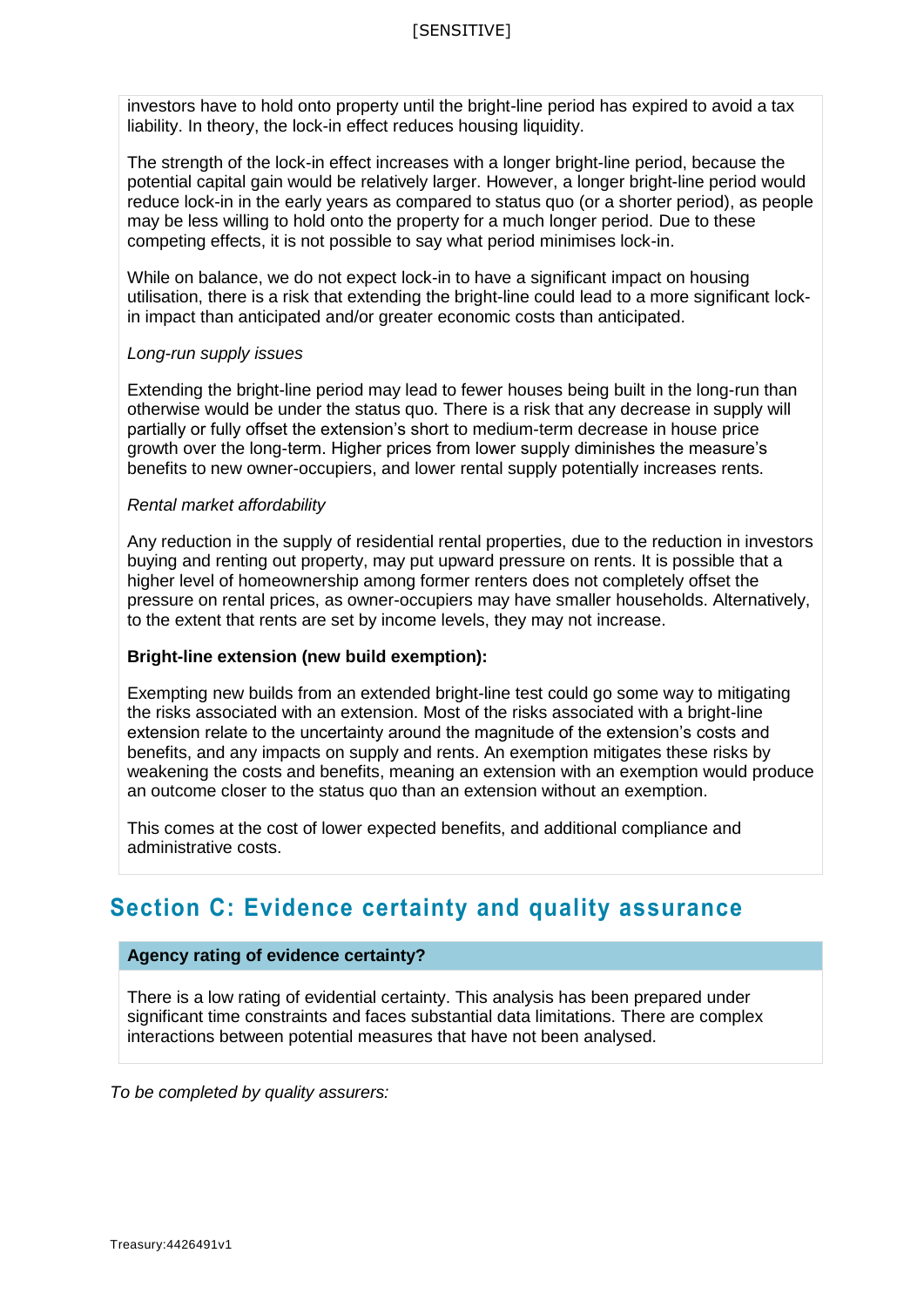investors have to hold onto property until the bright-line period has expired to avoid a tax liability. In theory, the lock-in effect reduces housing liquidity.

The strength of the lock-in effect increases with a longer bright-line period, because the potential capital gain would be relatively larger. However, a longer bright-line period would reduce lock-in in the early years as compared to status quo (or a shorter period), as people may be less willing to hold onto the property for a much longer period. Due to these competing effects, it is not possible to say what period minimises lock-in.

While on balance, we do not expect lock-in to have a significant impact on housing utilisation, there is a risk that extending the bright-line could lead to a more significant lock-in impact than anticipated and/or greater economic costs than anticipated.

*Long-run supply issues*

Extending the bright-line period may lead to fewer houses being built in the long-run than otherwise would be under the status quo. There is a risk that any decrease in supply will partially or fully offset the extension's short to medium-term decrease in house price growth over the long-term. Higher prices from lower supply diminishes the measure's benefits to new owner-occupiers, and lower rental supply potentially increases rents.

*Rental market affordability*

Any reduction in the supply of residential rental properties, due to the reduction in investors buying and renting out property, may put upward pressure on rents. It is possible that a higher level of homeownership among former renters does not completely offset the pressure on rental prices, as owner-occupiers may have smaller households. Alternatively, to the extent that rents are set by income levels, they may not increase.

**Bright-line extension (new build exemption):**

Exempting new builds from an extended bright-line test could go some way to mitigating the risks associated with an extension. Most of the risks associated with a bright-line extension relate to the uncertainty around the magnitude of the extension's costs and benefits, and any impacts on supply and rents. An exemption mitigates these risks by weakening the costs and benefits, meaning an extension with an exemption would produce an outcome closer to the status quo than an extension without an exemption.

This comes at the cost of lower expected benefits, and additional compliance and administrative costs.

## Section C: Evidence certainty and quality assurance

**Agency rating of evidence certainty?**

There is a low rating of evidential certainty. This analysis has been prepared under significant time constraints and faces substantial data limitations. There are complex interactions between potential measures that have not been analysed.

*To be completed by quality assurers:*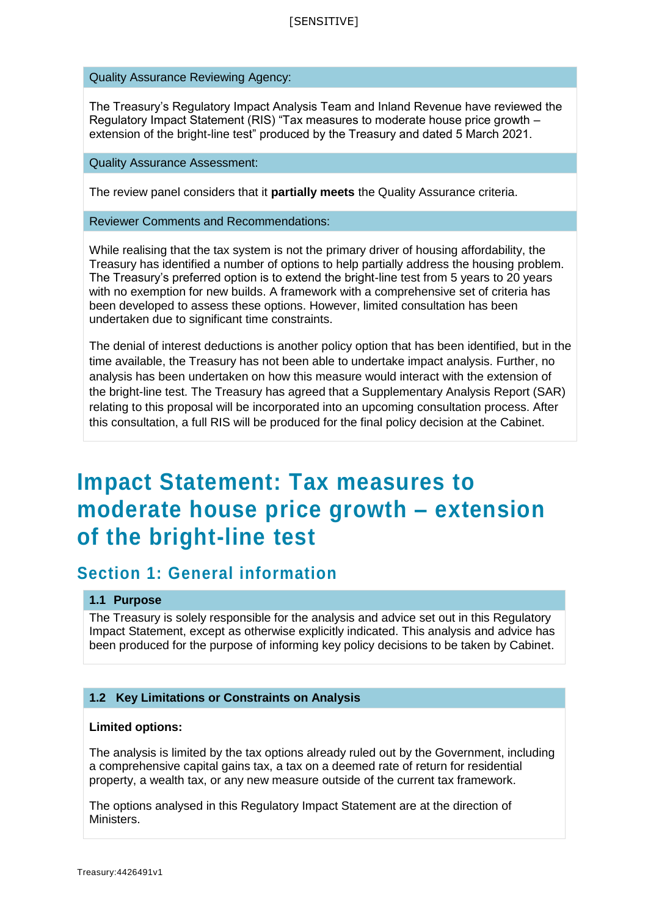**Quality Assurance Reviewing Agency:**

The Treasury's Regulatory Impact Analysis Team and Inland Revenue have reviewed the Regulatory Impact Statement (RIS) "Tax measures to moderate house price growth – extension of the bright-line test" produced by the Treasury and dated 5 March 2021.

**Quality Assurance Assessment:**

The review panel considers that it **partially meets** the Quality Assurance criteria.

**Reviewer Comments and Recommendations:**

While realising that the tax system is not the primary driver of housing affordability, the Treasury has identified a number of options to help partially address the housing problem. The Treasury's preferred option is to extend the bright-line test from 5 years to 20 years with no exemption for new builds. A framework with a comprehensive set of criteria has been developed to assess these options. However, limited consultation has been undertaken due to significant time constraints.

The denial of interest deductions is another policy option that has been identified, but in the time available, the Treasury has not been able to undertake impact analysis. Further, no analysis has been undertaken on how this measure would interact with the extension of the bright-line test. The Treasury has agreed that a Supplementary Analysis Report (SAR) relating to this proposal will be incorporated into an upcoming consultation process. After this consultation, a full RIS will be produced for the final policy decision at the Cabinet.

# Impact Statement: Tax measures to moderate house price growth – extension of the bright-line test

## Section 1: General information

### 1.1 Purpose

The Treasury is solely responsible for the analysis and advice set out in this Regulatory Impact Statement, except as otherwise explicitly indicated. This analysis and advice has been produced for the purpose of informing key policy decisions to be taken by Cabinet.

### 1.2 Key Limitations or Constraints on Analysis

**Limited options:**

The analysis is limited by the tax options already ruled out by the Government, including a comprehensive capital gains tax, a tax on a deemed rate of return for residential property, a wealth tax, or any new measure outside of the current tax framework.

The options analysed in this Regulatory Impact Statement are at the direction of Ministers.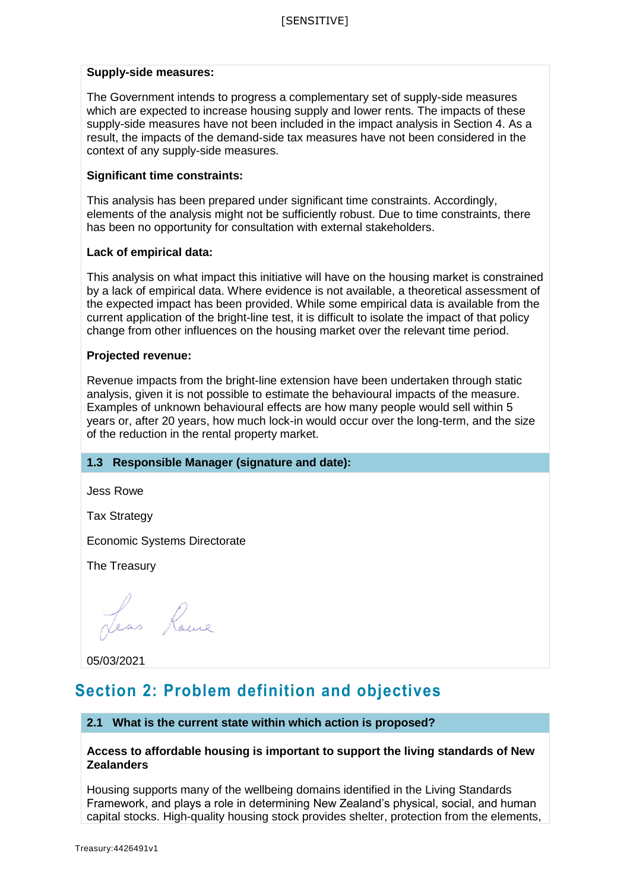**Supply-side measures:**

The Government intends to progress a complementary set of supply-side measures which are expected to increase housing supply and lower rents. The impacts of these supply-side measures have not been included in the impact analysis in Section 4. As a result, the impacts of the demand-side tax measures have not been considered in the context of any supply-side measures.

**Significant time constraints:**

This analysis has been prepared under significant time constraints. Accordingly, elements of the analysis might not be sufficiently robust. Due to time constraints, there has been no opportunity for consultation with external stakeholders.

**Lack of empirical data:**

This analysis on what impact this initiative will have on the housing market is constrained by a lack of empirical data. Where evidence is not available, a theoretical assessment of the expected impact has been provided. While some empirical data is available from the current application of the bright-line test, it is difficult to isolate the impact of that policy change from other influences on the housing market over the relevant time period.

**Projected revenue:**

Revenue impacts from the bright-line extension have been undertaken through static analysis, given it is not possible to estimate the behavioural impacts of the measure. Examples of unknown behavioural effects are how many people would sell within 5 years or, after 20 years, how much lock-in would occur over the long-term, and the size of the reduction in the rental property market.

### 1.3 Responsible Manager (signature and date):

Jess Rowe

Tax Strategy

Economic Systems Directorate

The Treasury

05/03/2021

## Section 2: Problem definition and objectives

### 2.1 What is the current state within which action is proposed?

**Access to affordable housing is important to support the living standards of New Zealanders**

Housing supports many of the wellbeing domains identified in the Living Standards Framework, and plays a role in determining New Zealand's physical, social, and human capital stocks. High-quality housing stock provides shelter, protection from the elements,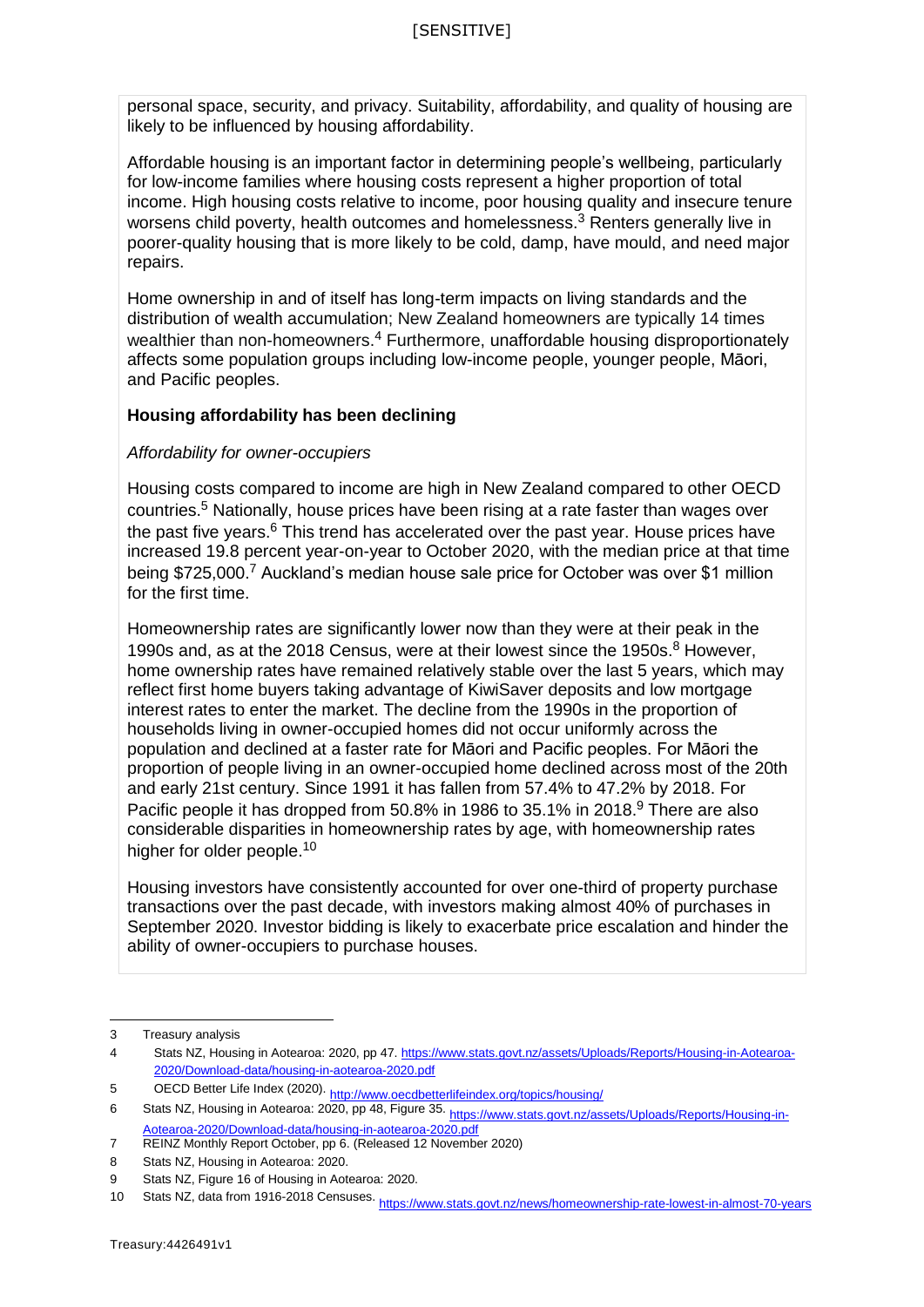personal space, security, and privacy. Suitability, affordability, and quality of housing are likely to be influenced by housing affordability.

Affordable housing is an important factor in determining people's wellbeing, particularly for low-income families where housing costs represent a higher proportion of total income. High housing costs relative to income, poor housing quality and insecure tenure worsens child poverty, health outcomes and homelessness.[3] Renters generally live in poorer-quality housing that is more likely to be cold, damp, have mould, and need major repairs.

Home ownership in and of itself has long-term impacts on living standards and the distribution of wealth accumulation; New Zealand homeowners are typically 14 times wealthier than non-homeowners.[4] Furthermore, unaffordable housing disproportionately affects some population groups including low-income people, younger people, Māori, and Pacific peoples.

**Housing affordability has been declining**

*Affordability for owner-occupiers*

Housing costs compared to income are high in New Zealand compared to other OECD countries.[5] Nationally, house prices have been rising at a rate faster than wages over the past five years.[6] This trend has accelerated over the past year. House prices have increased 19.8 percent year-on-year to October 2020, with the median price at that time being $725,000.[7] Auckland's median house sale price for October was over $1 million for the first time.

Homeownership rates are significantly lower now than they were at their peak in the 1990s and, as at the 2018 Census, were at their lowest since the 1950s.[8] However, home ownership rates have remained relatively stable over the last 5 years, which may reflect first home buyers taking advantage of KiwiSaver deposits and low mortgage interest rates to enter the market. The decline from the 1990s in the proportion of households living in owner-occupied homes did not occur uniformly across the population and declined at a faster rate for Māori and Pacific peoples. For Māori the proportion of people living in an owner-occupied home declined across most of the 20th and early 21st century. Since 1991 it has fallen from 57.4% to 47.2% by 2018. For Pacific people it has dropped from 50.8% in 1986 to 35.1% in 2018.[9] There are also considerable disparities in homeownership rates by age, with homeownership rates higher for older people.[10]

Housing investors have consistently accounted for over one-third of property purchase transactions over the past decade, with investors making almost 40% of purchases in September 2020. Investor bidding is likely to exacerbate price escalation and hinder the ability of owner-occupiers to purchase houses.

---

3 Treasury analysis

4 Stats NZ, Housing in Aotearoa: 2020, pp 47. https://www.stats.govt.nz/assets/Uploads/Reports/Housing-in-Aotearoa-2020/Download-data/housing-in-aotearoa-2020.pdf

5 OECD Better Life Index (2020). http://www.oecdbetterlifeindex.org/topics/housing/

6 Stats NZ, Housing in Aotearoa: 2020, pp 48, Figure 35. https://www.stats.govt.nz/assets/Uploads/Reports/Housing-in-Aotearoa-2020/Download-data/housing-in-aotearoa-2020.pdf

7 REINZ Monthly Report October, pp 6. (Released 12 November 2020)

8 Stats NZ, Housing in Aotearoa: 2020.

9 Stats NZ, Figure 16 of Housing in Aotearoa: 2020.

10 Stats NZ, data from 1916-2018 Censuses. https://www.stats.govt.nz/news/homeownership-rate-lowest-in-almost-70-years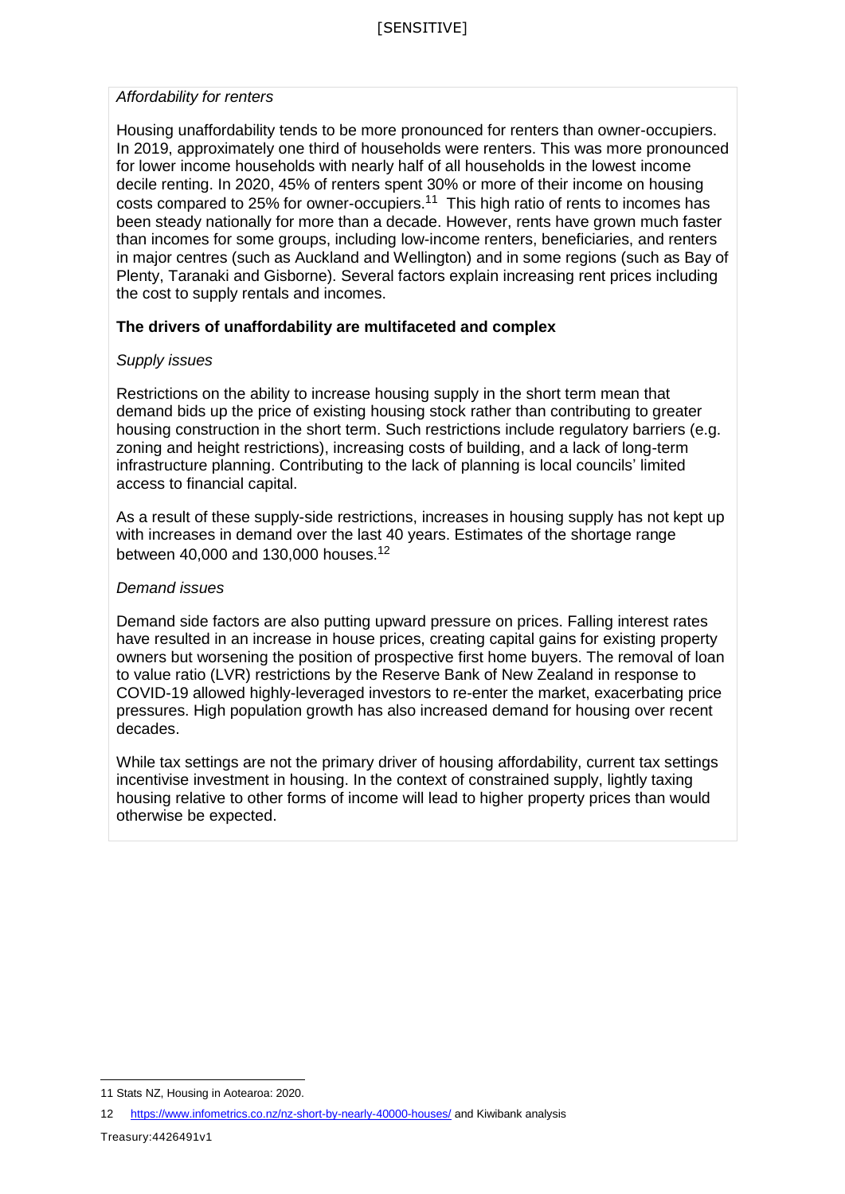*Affordability for renters*

Housing unaffordability tends to be more pronounced for renters than owner-occupiers. In 2019, approximately one third of households were renters. This was more pronounced for lower income households with nearly half of all households in the lowest income decile renting. In 2020, 45% of renters spent 30% or more of their income on housing costs compared to 25% for owner-occupiers.[11] This high ratio of rents to incomes has been steady nationally for more than a decade. However, rents have grown much faster than incomes for some groups, including low-income renters, beneficiaries, and renters in major centres (such as Auckland and Wellington) and in some regions (such as Bay of Plenty, Taranaki and Gisborne). Several factors explain increasing rent prices including the cost to supply rentals and incomes.

**The drivers of unaffordability are multifaceted and complex**

*Supply issues*

Restrictions on the ability to increase housing supply in the short term mean that demand bids up the price of existing housing stock rather than contributing to greater housing construction in the short term. Such restrictions include regulatory barriers (e.g. zoning and height restrictions), increasing costs of building, and a lack of long-term infrastructure planning. Contributing to the lack of planning is local councils' limited access to financial capital.

As a result of these supply-side restrictions, increases in housing supply has not kept up with increases in demand over the last 40 years. Estimates of the shortage range between 40,000 and 130,000 houses.[12]

*Demand issues*

Demand side factors are also putting upward pressure on prices. Falling interest rates have resulted in an increase in house prices, creating capital gains for existing property owners but worsening the position of prospective first home buyers. The removal of loan to value ratio (LVR) restrictions by the Reserve Bank of New Zealand in response to COVID-19 allowed highly-leveraged investors to re-enter the market, exacerbating price pressures. High population growth has also increased demand for housing over recent decades.

While tax settings are not the primary driver of housing affordability, current tax settings incentivise investment in housing. In the context of constrained supply, lightly taxing housing relative to other forms of income will lead to higher property prices than would otherwise be expected.

---

11 Stats NZ, Housing in Aotearoa: 2020.

12 https://www.infometrics.co.nz/nz-short-by-nearly-40000-houses/ and Kiwibank analysis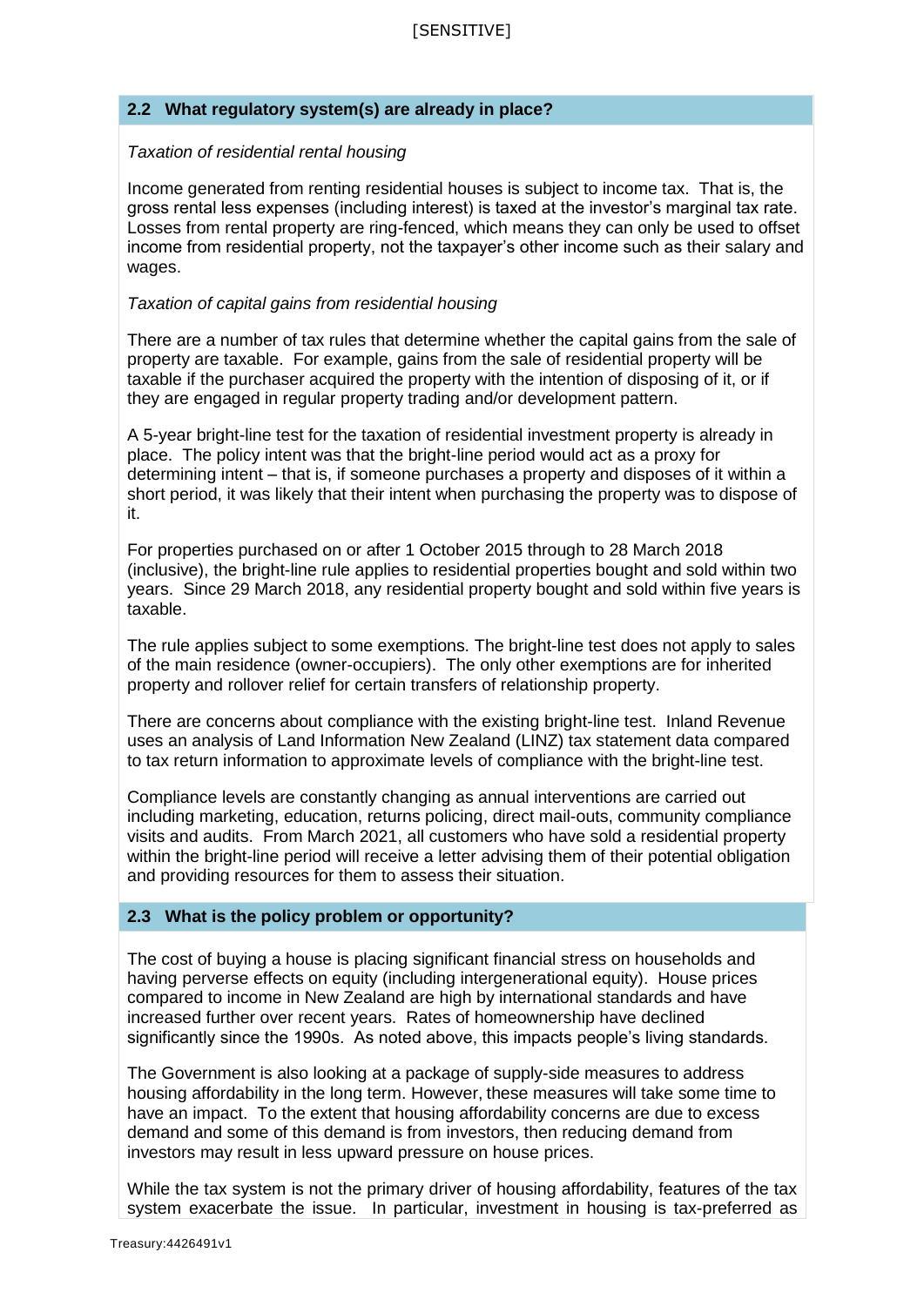### 2.2 What regulatory system(s) are already in place?

*Taxation of residential rental housing*

Income generated from renting residential houses is subject to income tax. That is, the gross rental less expenses (including interest) is taxed at the investor's marginal tax rate. Losses from rental property are ring-fenced, which means they can only be used to offset income from residential property, not the taxpayer's other income such as their salary and wages.

*Taxation of capital gains from residential housing*

There are a number of tax rules that determine whether the capital gains from the sale of property are taxable. For example, gains from the sale of residential property will be taxable if the purchaser acquired the property with the intention of disposing of it, or if they are engaged in regular property trading and/or development pattern.

A 5-year bright-line test for the taxation of residential investment property is already in place. The policy intent was that the bright-line period would act as a proxy for determining intent – that is, if someone purchases a property and disposes of it within a short period, it was likely that their intent when purchasing the property was to dispose of it.

For properties purchased on or after 1 October 2015 through to 28 March 2018 (inclusive), the bright-line rule applies to residential properties bought and sold within two years. Since 29 March 2018, any residential property bought and sold within five years is taxable.

The rule applies subject to some exemptions. The bright-line test does not apply to sales of the main residence (owner-occupiers). The only other exemptions are for inherited property and rollover relief for certain transfers of relationship property.

There are concerns about compliance with the existing bright-line test. Inland Revenue uses an analysis of Land Information New Zealand (LINZ) tax statement data compared to tax return information to approximate levels of compliance with the bright-line test.

Compliance levels are constantly changing as annual interventions are carried out including marketing, education, returns policing, direct mail-outs, community compliance visits and audits. From March 2021, all customers who have sold a residential property within the bright-line period will receive a letter advising them of their potential obligation and providing resources for them to assess their situation.

### 2.3 What is the policy problem or opportunity?

The cost of buying a house is placing significant financial stress on households and having perverse effects on equity (including intergenerational equity). House prices compared to income in New Zealand are high by international standards and have increased further over recent years. Rates of homeownership have declined significantly since the 1990s. As noted above, this impacts people's living standards.

The Government is also looking at a package of supply-side measures to address housing affordability in the long term. However, these measures will take some time to have an impact. To the extent that housing affordability concerns are due to excess demand and some of this demand is from investors, then reducing demand from investors may result in less upward pressure on house prices.

While the tax system is not the primary driver of housing affordability, features of the tax system exacerbate the issue. In particular, investment in housing is tax-preferred as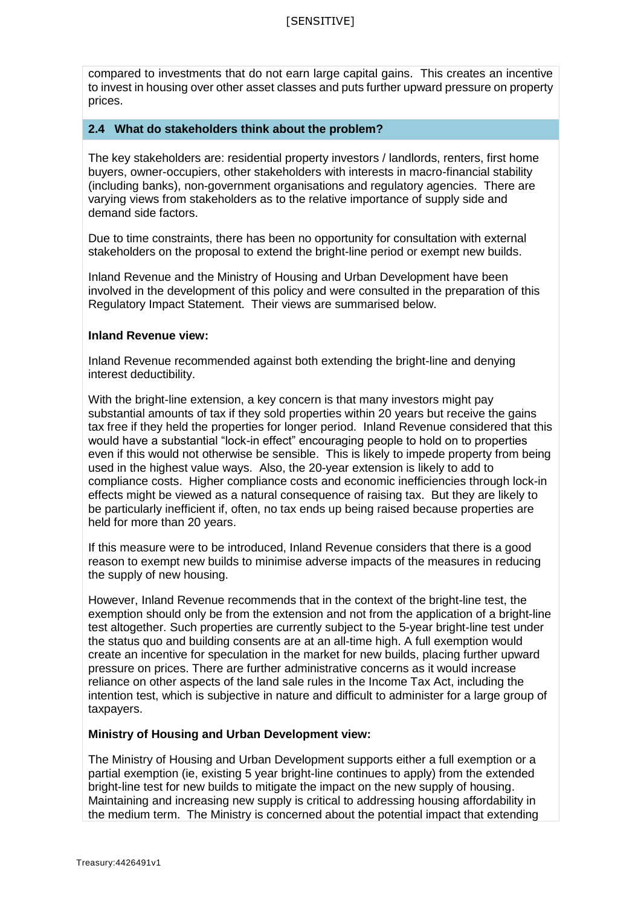compared to investments that do not earn large capital gains. This creates an incentive to invest in housing over other asset classes and puts further upward pressure on property prices.

### 2.4 What do stakeholders think about the problem?

The key stakeholders are: residential property investors / landlords, renters, first home buyers, owner-occupiers, other stakeholders with interests in macro-financial stability (including banks), non-government organisations and regulatory agencies. There are varying views from stakeholders as to the relative importance of supply side and demand side factors.

Due to time constraints, there has been no opportunity for consultation with external stakeholders on the proposal to extend the bright-line period or exempt new builds.

Inland Revenue and the Ministry of Housing and Urban Development have been involved in the development of this policy and were consulted in the preparation of this Regulatory Impact Statement. Their views are summarised below.

**Inland Revenue view:**

Inland Revenue recommended against both extending the bright-line and denying interest deductibility.

With the bright-line extension, a key concern is that many investors might pay substantial amounts of tax if they sold properties within 20 years but receive the gains tax free if they held the properties for longer period. Inland Revenue considered that this would have a substantial "lock-in effect" encouraging people to hold on to properties even if this would not otherwise be sensible. This is likely to impede property from being used in the highest value ways. Also, the 20-year extension is likely to add to compliance costs. Higher compliance costs and economic inefficiencies through lock-in effects might be viewed as a natural consequence of raising tax. But they are likely to be particularly inefficient if, often, no tax ends up being raised because properties are held for more than 20 years.

If this measure were to be introduced, Inland Revenue considers that there is a good reason to exempt new builds to minimise adverse impacts of the measures in reducing the supply of new housing.

However, Inland Revenue recommends that in the context of the bright-line test, the exemption should only be from the extension and not from the application of a bright-line test altogether. Such properties are currently subject to the 5-year bright-line test under the status quo and building consents are at an all-time high. A full exemption would create an incentive for speculation in the market for new builds, placing further upward pressure on prices. There are further administrative concerns as it would increase reliance on other aspects of the land sale rules in the Income Tax Act, including the intention test, which is subjective in nature and difficult to administer for a large group of taxpayers.

**Ministry of Housing and Urban Development view:**

The Ministry of Housing and Urban Development supports either a full exemption or a partial exemption (ie, existing 5 year bright-line continues to apply) from the extended bright-line test for new builds to mitigate the impact on the new supply of housing. Maintaining and increasing new supply is critical to addressing housing affordability in the medium term. The Ministry is concerned about the potential impact that extending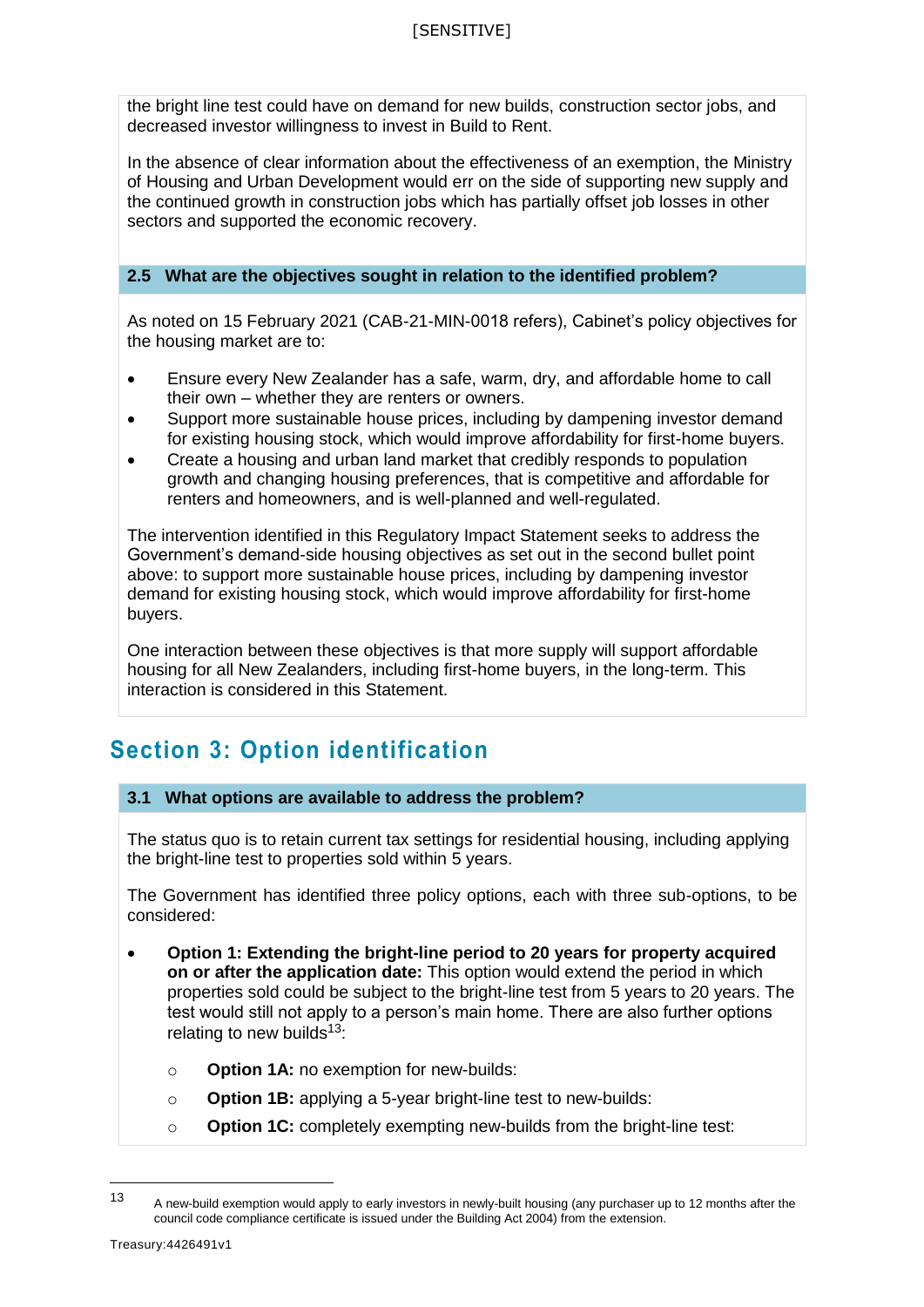the bright line test could have on demand for new builds, construction sector jobs, and decreased investor willingness to invest in Build to Rent.

In the absence of clear information about the effectiveness of an exemption, the Ministry of Housing and Urban Development would err on the side of supporting new supply and the continued growth in construction jobs which has partially offset job losses in other sectors and supported the economic recovery.

### 2.5 What are the objectives sought in relation to the identified problem?

As noted on 15 February 2021 (CAB-21-MIN-0018 refers), Cabinet's policy objectives for the housing market are to:

- Ensure every New Zealander has a safe, warm, dry, and affordable home to call their own – whether they are renters or owners.
- Support more sustainable house prices, including by dampening investor demand for existing housing stock, which would improve affordability for first-home buyers.
- Create a housing and urban land market that credibly responds to population growth and changing housing preferences, that is competitive and affordable for renters and homeowners, and is well-planned and well-regulated.

The intervention identified in this Regulatory Impact Statement seeks to address the Government's demand-side housing objectives as set out in the second bullet point above: to support more sustainable house prices, including by dampening investor demand for existing housing stock, which would improve affordability for first-home buyers.

One interaction between these objectives is that more supply will support affordable housing for all New Zealanders, including first-home buyers, in the long-term. This interaction is considered in this Statement.

## Section 3: Option identification

### 3.1 What options are available to address the problem?

The status quo is to retain current tax settings for residential housing, including applying the bright-line test to properties sold within 5 years.

The Government has identified three policy options, each with three sub-options, to be considered:

- **Option 1: Extending the bright-line period to 20 years for property acquired on or after the application date:** This option would extend the period in which properties sold could be subject to the bright-line test from 5 years to 20 years. The test would still not apply to a person's main home. There are also further options relating to new builds[13]:
  - **Option 1A:** no exemption for new-builds:
  - **Option 1B:** applying a 5-year bright-line test to new-builds:
  - **Option 1C:** completely exempting new-builds from the bright-line test:

[13] A new-build exemption would apply to early investors in newly-built housing (any purchaser up to 12 months after the council code compliance certificate is issued under the Building Act 2004) from the extension.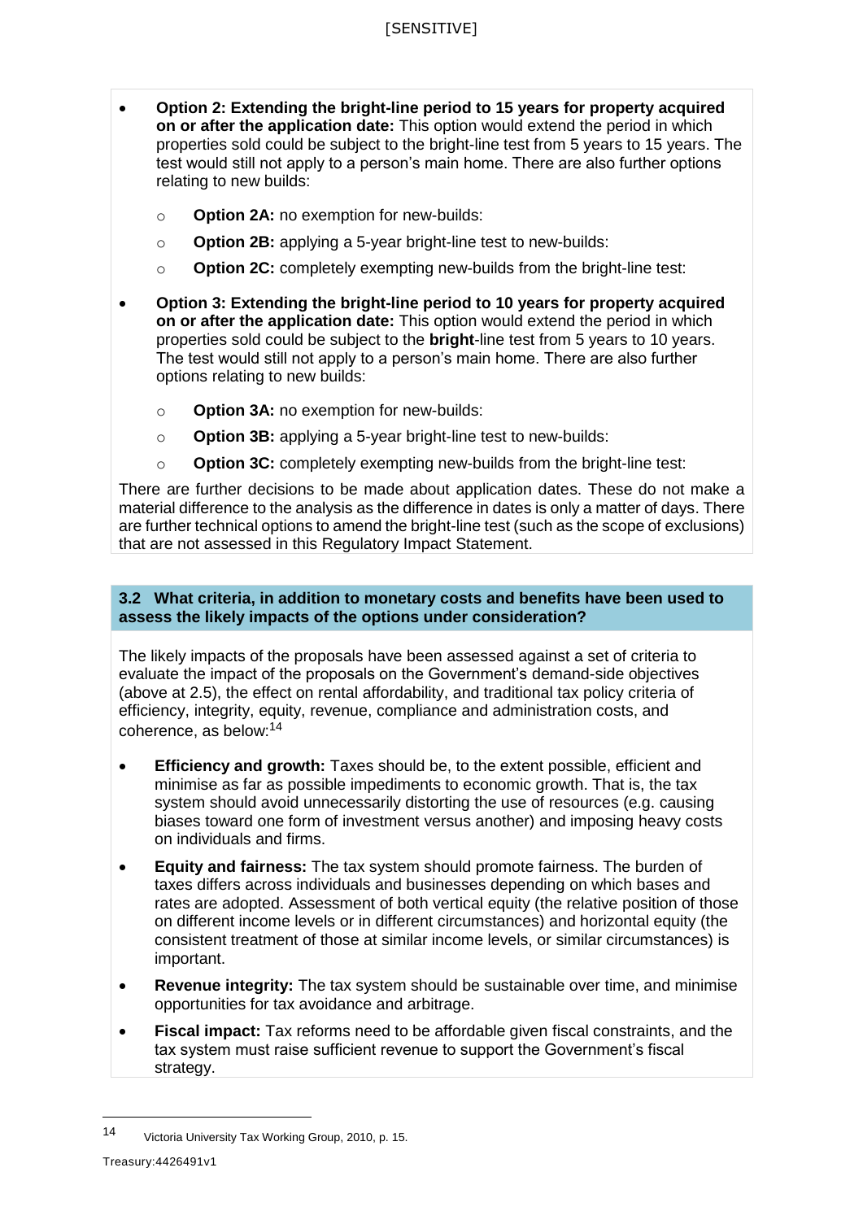- **Option 2: Extending the bright-line period to 15 years for property acquired on or after the application date:** This option would extend the period in which properties sold could be subject to the bright-line test from 5 years to 15 years. The test would still not apply to a person's main home. There are also further options relating to new builds:
    - **Option 2A:** no exemption for new-builds:
    - **Option 2B:** applying a 5-year bright-line test to new-builds:
    - **Option 2C:** completely exempting new-builds from the bright-line test:
- **Option 3: Extending the bright-line period to 10 years for property acquired on or after the application date:** This option would extend the period in which properties sold could be subject to the **bright**-line test from 5 years to 10 years. The test would still not apply to a person's main home. There are also further options relating to new builds:
    - **Option 3A:** no exemption for new-builds:
    - **Option 3B:** applying a 5-year bright-line test to new-builds:
    - **Option 3C:** completely exempting new-builds from the bright-line test:

There are further decisions to be made about application dates. These do not make a material difference to the analysis as the difference in dates is only a matter of days. There are further technical options to amend the bright-line test (such as the scope of exclusions) that are not assessed in this Regulatory Impact Statement.

### 3.2 What criteria, in addition to monetary costs and benefits have been used to assess the likely impacts of the options under consideration?

The likely impacts of the proposals have been assessed against a set of criteria to evaluate the impact of the proposals on the Government's demand-side objectives (above at 2.5), the effect on rental affordability, and traditional tax policy criteria of efficiency, integrity, equity, revenue, compliance and administration costs, and coherence, as below:[14]

- **Efficiency and growth:** Taxes should be, to the extent possible, efficient and minimise as far as possible impediments to economic growth. That is, the tax system should avoid unnecessarily distorting the use of resources (e.g. causing biases toward one form of investment versus another) and imposing heavy costs on individuals and firms.
- **Equity and fairness:** The tax system should promote fairness. The burden of taxes differs across individuals and businesses depending on which bases and rates are adopted. Assessment of both vertical equity (the relative position of those on different income levels or in different circumstances) and horizontal equity (the consistent treatment of those at similar income levels, or similar circumstances) is important.
- **Revenue integrity:** The tax system should be sustainable over time, and minimise opportunities for tax avoidance and arbitrage.
- **Fiscal impact:** Tax reforms need to be affordable given fiscal constraints, and the tax system must raise sufficient revenue to support the Government's fiscal strategy.

[14] Victoria University Tax Working Group, 2010, p. 15.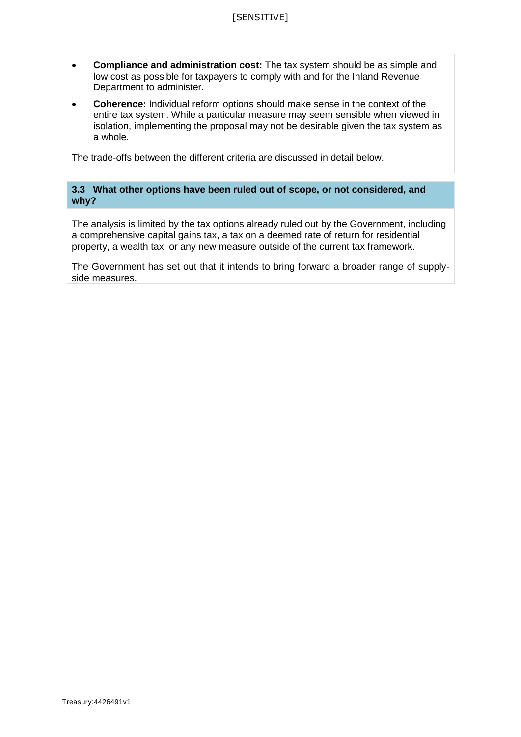- **Compliance and administration cost:** The tax system should be as simple and low cost as possible for taxpayers to comply with and for the Inland Revenue Department to administer.
- **Coherence:** Individual reform options should make sense in the context of the entire tax system. While a particular measure may seem sensible when viewed in isolation, implementing the proposal may not be desirable given the tax system as a whole.

The trade-offs between the different criteria are discussed in detail below.

### 3.3 What other options have been ruled out of scope, or not considered, and why?

The analysis is limited by the tax options already ruled out by the Government, including a comprehensive capital gains tax, a tax on a deemed rate of return for residential property, a wealth tax, or any new measure outside of the current tax framework.

The Government has set out that it intends to bring forward a broader range of supply-side measures.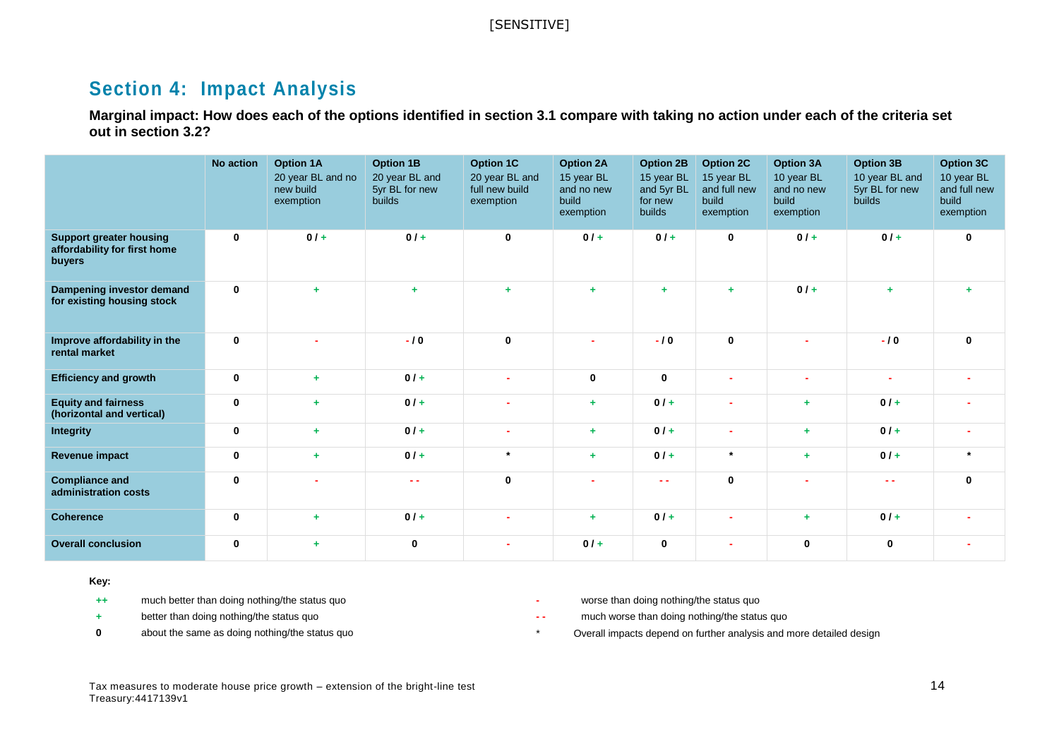[SENSITIVE]

## Section 4: Impact Analysis

**Marginal impact: How does each of the options identified in section 3.1 compare with taking no action under each of the criteria set out in section 3.2?**

| | No action | Option 1A 20 year BL and no new build exemption | Option 1B 20 year BL and 5yr BL for new builds | Option 1C 20 year BL and full new build exemption | Option 2A 15 year BL and no new build exemption | Option 2B 15 year BL and 5yr BL for new builds | Option 2C 15 year BL and full new build exemption | Option 3A 10 year BL and no new build exemption | Option 3B 10 year BL and 5yr BL for new builds | Option 3C 10 year BL and full new build exemption |
|---|---|---|---|---|---|---|---|---|---|---|
| **Support greater housing affordability for first home buyers** | 0 | 0 / + | 0 / + | 0 | 0 / + | 0 / + | 0 | 0 / + | 0 / + | 0 |
| **Dampening investor demand for existing housing stock** | 0 | + | + | + | + | + | + | 0 / + | + | + |
| **Improve affordability in the rental market** | 0 | - | - / 0 | 0 | - | - / 0 | 0 | - | - / 0 | 0 |
| **Efficiency and growth** | 0 | + | 0 / + | - | 0 | 0 | - | - | - | - |
| **Equity and fairness (horizontal and vertical)** | 0 | + | 0 / + | - | + | 0 / + | - | + | 0 / + | - |
| **Integrity** | 0 | + | 0 / + | - | + | 0 / + | - | + | 0 / + | - |
| **Revenue impact** | 0 | + | 0 / + | * | + | 0 / + | * | + | 0 / + | * |
| **Compliance and administration costs** | 0 | - | - - | 0 | - | - - | 0 | - | - - | 0 |
| **Coherence** | 0 | + | 0 / + | - | + | 0 / + | - | + | 0 / + | - |
| **Overall conclusion** | 0 | + | 0 | - | 0 / + | 0 | - | 0 | 0 | - |

**Key:**

- ++ much better than doing nothing/the status quo
- \+ better than doing nothing/the status quo
- 0 about the same as doing nothing/the status quo
- \- worse than doing nothing/the status quo
- \- - much worse than doing nothing/the status quo
- \* Overall impacts depend on further analysis and more detailed design

Tax measures to moderate house price growth – extension of the bright-line test
Treasury:4417139v1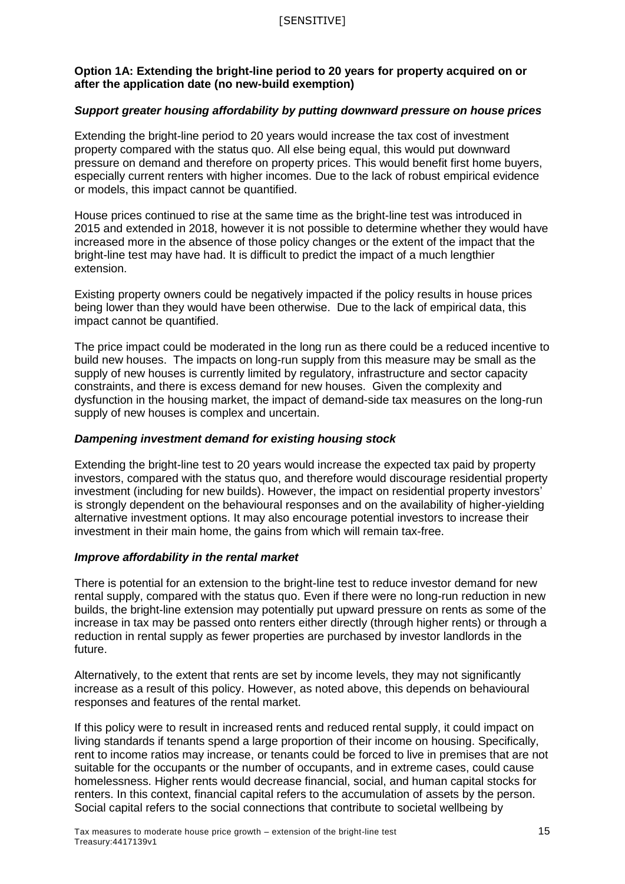**Option 1A: Extending the bright-line period to 20 years for property acquired on or after the application date (no new-build exemption)**

***Support greater housing affordability by putting downward pressure on house prices***

Extending the bright-line period to 20 years would increase the tax cost of investment property compared with the status quo. All else being equal, this would put downward pressure on demand and therefore on property prices. This would benefit first home buyers, especially current renters with higher incomes. Due to the lack of robust empirical evidence or models, this impact cannot be quantified.

House prices continued to rise at the same time as the bright-line test was introduced in 2015 and extended in 2018, however it is not possible to determine whether they would have increased more in the absence of those policy changes or the extent of the impact that the bright-line test may have had. It is difficult to predict the impact of a much lengthier extension.

Existing property owners could be negatively impacted if the policy results in house prices being lower than they would have been otherwise. Due to the lack of empirical data, this impact cannot be quantified.

The price impact could be moderated in the long run as there could be a reduced incentive to build new houses. The impacts on long-run supply from this measure may be small as the supply of new houses is currently limited by regulatory, infrastructure and sector capacity constraints, and there is excess demand for new houses. Given the complexity and dysfunction in the housing market, the impact of demand-side tax measures on the long-run supply of new houses is complex and uncertain.

***Dampening investment demand for existing housing stock***

Extending the bright-line test to 20 years would increase the expected tax paid by property investors, compared with the status quo, and therefore would discourage residential property investment (including for new builds). However, the impact on residential property investors' is strongly dependent on the behavioural responses and on the availability of higher-yielding alternative investment options. It may also encourage potential investors to increase their investment in their main home, the gains from which will remain tax-free.

***Improve affordability in the rental market***

There is potential for an extension to the bright-line test to reduce investor demand for new rental supply, compared with the status quo. Even if there were no long-run reduction in new builds, the bright-line extension may potentially put upward pressure on rents as some of the increase in tax may be passed onto renters either directly (through higher rents) or through a reduction in rental supply as fewer properties are purchased by investor landlords in the future.

Alternatively, to the extent that rents are set by income levels, they may not significantly increase as a result of this policy. However, as noted above, this depends on behavioural responses and features of the rental market.

If this policy were to result in increased rents and reduced rental supply, it could impact on living standards if tenants spend a large proportion of their income on housing. Specifically, rent to income ratios may increase, or tenants could be forced to live in premises that are not suitable for the occupants or the number of occupants, and in extreme cases, could cause homelessness. Higher rents would decrease financial, social, and human capital stocks for renters. In this context, financial capital refers to the accumulation of assets by the person. Social capital refers to the social connections that contribute to societal wellbeing by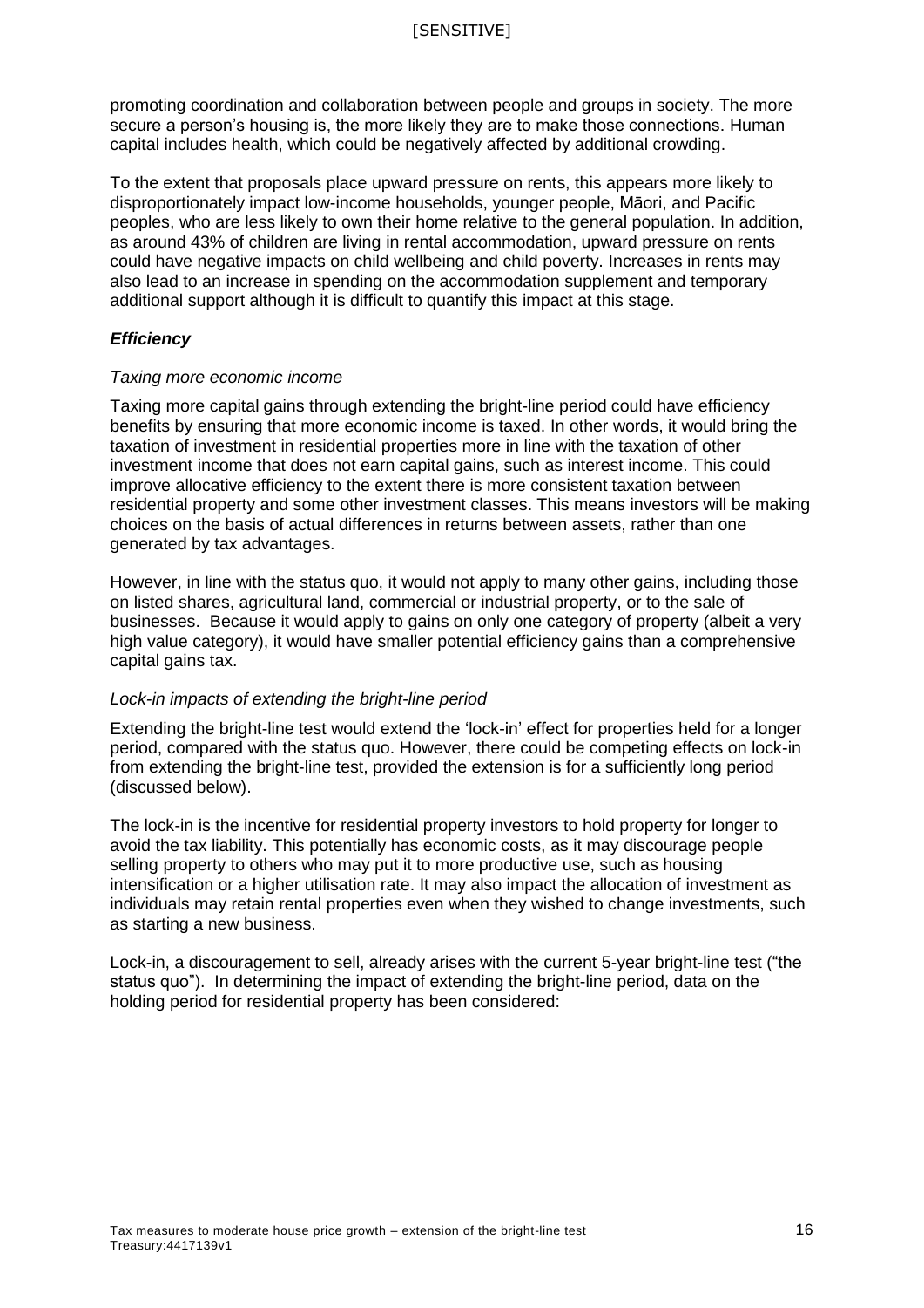promoting coordination and collaboration between people and groups in society. The more secure a person's housing is, the more likely they are to make those connections. Human capital includes health, which could be negatively affected by additional crowding.

To the extent that proposals place upward pressure on rents, this appears more likely to disproportionately impact low-income households, younger people, Māori, and Pacific peoples, who are less likely to own their home relative to the general population. In addition, as around 43% of children are living in rental accommodation, upward pressure on rents could have negative impacts on child wellbeing and child poverty. Increases in rents may also lead to an increase in spending on the accommodation supplement and temporary additional support although it is difficult to quantify this impact at this stage.

### ***Efficiency***

#### *Taxing more economic income*

Taxing more capital gains through extending the bright-line period could have efficiency benefits by ensuring that more economic income is taxed. In other words, it would bring the taxation of investment in residential properties more in line with the taxation of other investment income that does not earn capital gains, such as interest income. This could improve allocative efficiency to the extent there is more consistent taxation between residential property and some other investment classes. This means investors will be making choices on the basis of actual differences in returns between assets, rather than one generated by tax advantages.

However, in line with the status quo, it would not apply to many other gains, including those on listed shares, agricultural land, commercial or industrial property, or to the sale of businesses. Because it would apply to gains on only one category of property (albeit a very high value category), it would have smaller potential efficiency gains than a comprehensive capital gains tax.

#### *Lock-in impacts of extending the bright-line period*

Extending the bright-line test would extend the 'lock-in' effect for properties held for a longer period, compared with the status quo. However, there could be competing effects on lock-in from extending the bright-line test, provided the extension is for a sufficiently long period (discussed below).

The lock-in is the incentive for residential property investors to hold property for longer to avoid the tax liability. This potentially has economic costs, as it may discourage people selling property to others who may put it to more productive use, such as housing intensification or a higher utilisation rate. It may also impact the allocation of investment as individuals may retain rental properties even when they wished to change investments, such as starting a new business.

Lock-in, a discouragement to sell, already arises with the current 5-year bright-line test ("the status quo"). In determining the impact of extending the bright-line period, data on the holding period for residential property has been considered: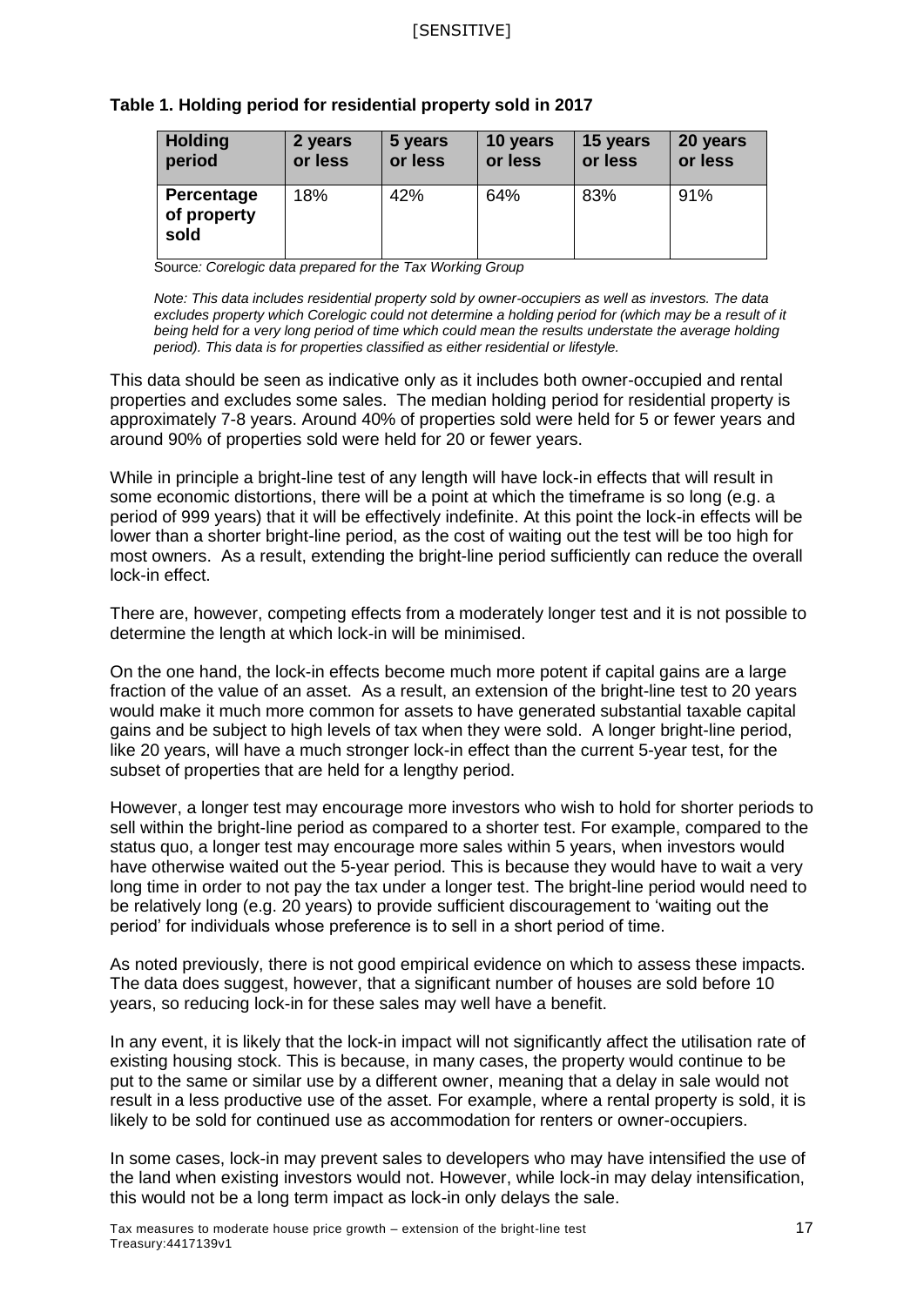**Table 1. Holding period for residential property sold in 2017**

| Holding period | 2 years or less | 5 years or less | 10 years or less | 15 years or less | 20 years or less |
|---|---|---|---|---|---|
| **Percentage of property sold** | 18% | 42% | 64% | 83% | 91% |

Source*: Corelogic data prepared for the Tax Working Group*

*Note: This data includes residential property sold by owner-occupiers as well as investors. The data excludes property which Corelogic could not determine a holding period for (which may be a result of it being held for a very long period of time which could mean the results understate the average holding period). This data is for properties classified as either residential or lifestyle.*

This data should be seen as indicative only as it includes both owner-occupied and rental properties and excludes some sales. The median holding period for residential property is approximately 7-8 years. Around 40% of properties sold were held for 5 or fewer years and around 90% of properties sold were held for 20 or fewer years.

While in principle a bright-line test of any length will have lock-in effects that will result in some economic distortions, there will be a point at which the timeframe is so long (e.g. a period of 999 years) that it will be effectively indefinite. At this point the lock-in effects will be lower than a shorter bright-line period, as the cost of waiting out the test will be too high for most owners. As a result, extending the bright-line period sufficiently can reduce the overall lock-in effect.

There are, however, competing effects from a moderately longer test and it is not possible to determine the length at which lock-in will be minimised.

On the one hand, the lock-in effects become much more potent if capital gains are a large fraction of the value of an asset. As a result, an extension of the bright-line test to 20 years would make it much more common for assets to have generated substantial taxable capital gains and be subject to high levels of tax when they were sold. A longer bright-line period, like 20 years, will have a much stronger lock-in effect than the current 5-year test, for the subset of properties that are held for a lengthy period.

However, a longer test may encourage more investors who wish to hold for shorter periods to sell within the bright-line period as compared to a shorter test. For example, compared to the status quo, a longer test may encourage more sales within 5 years, when investors would have otherwise waited out the 5-year period. This is because they would have to wait a very long time in order to not pay the tax under a longer test. The bright-line period would need to be relatively long (e.g. 20 years) to provide sufficient discouragement to 'waiting out the period' for individuals whose preference is to sell in a short period of time.

As noted previously, there is not good empirical evidence on which to assess these impacts. The data does suggest, however, that a significant number of houses are sold before 10 years, so reducing lock-in for these sales may well have a benefit.

In any event, it is likely that the lock-in impact will not significantly affect the utilisation rate of existing housing stock. This is because, in many cases, the property would continue to be put to the same or similar use by a different owner, meaning that a delay in sale would not result in a less productive use of the asset. For example, where a rental property is sold, it is likely to be sold for continued use as accommodation for renters or owner-occupiers.

In some cases, lock-in may prevent sales to developers who may have intensified the use of the land when existing investors would not. However, while lock-in may delay intensification, this would not be a long term impact as lock-in only delays the sale.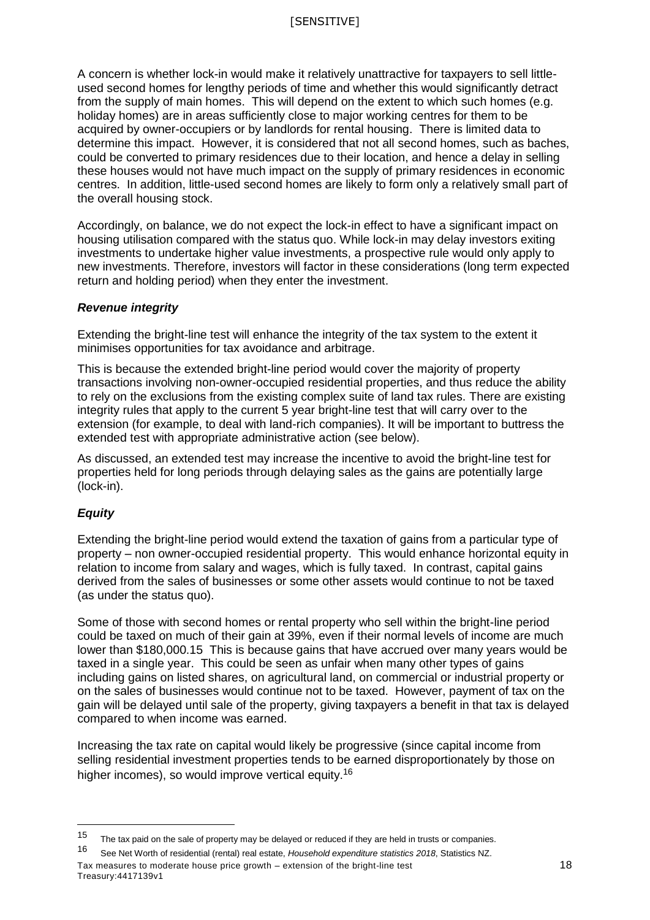A concern is whether lock-in would make it relatively unattractive for taxpayers to sell little-used second homes for lengthy periods of time and whether this would significantly detract from the supply of main homes. This will depend on the extent to which such homes (e.g. holiday homes) are in areas sufficiently close to major working centres for them to be acquired by owner-occupiers or by landlords for rental housing. There is limited data to determine this impact. However, it is considered that not all second homes, such as baches, could be converted to primary residences due to their location, and hence a delay in selling these houses would not have much impact on the supply of primary residences in economic centres. In addition, little-used second homes are likely to form only a relatively small part of the overall housing stock.

Accordingly, on balance, we do not expect the lock-in effect to have a significant impact on housing utilisation compared with the status quo. While lock-in may delay investors exiting investments to undertake higher value investments, a prospective rule would only apply to new investments. Therefore, investors will factor in these considerations (long term expected return and holding period) when they enter the investment.

### *Revenue integrity*

Extending the bright-line test will enhance the integrity of the tax system to the extent it minimises opportunities for tax avoidance and arbitrage.

This is because the extended bright-line period would cover the majority of property transactions involving non-owner-occupied residential properties, and thus reduce the ability to rely on the exclusions from the existing complex suite of land tax rules. There are existing integrity rules that apply to the current 5 year bright-line test that will carry over to the extension (for example, to deal with land-rich companies). It will be important to buttress the extended test with appropriate administrative action (see below).

As discussed, an extended test may increase the incentive to avoid the bright-line test for properties held for long periods through delaying sales as the gains are potentially large (lock-in).

### *Equity*

Extending the bright-line period would extend the taxation of gains from a particular type of property – non owner-occupied residential property. This would enhance horizontal equity in relation to income from salary and wages, which is fully taxed. In contrast, capital gains derived from the sales of businesses or some other assets would continue to not be taxed (as under the status quo).

Some of those with second homes or rental property who sell within the bright-line period could be taxed on much of their gain at 39%, even if their normal levels of income are much lower than $180,000.[15] This is because gains that have accrued over many years would be taxed in a single year. This could be seen as unfair when many other types of gains including gains on listed shares, on agricultural land, on commercial or industrial property or on the sales of businesses would continue not to be taxed. However, payment of tax on the gain will be delayed until sale of the property, giving taxpayers a benefit in that tax is delayed compared to when income was earned.

Increasing the tax rate on capital would likely be progressive (since capital income from selling residential investment properties tends to be earned disproportionately by those on higher incomes), so would improve vertical equity.[16]

---

[15] The tax paid on the sale of property may be delayed or reduced if they are held in trusts or companies.

[16] See Net Worth of residential (rental) real estate, *Household expenditure statistics 2018*, Statistics NZ.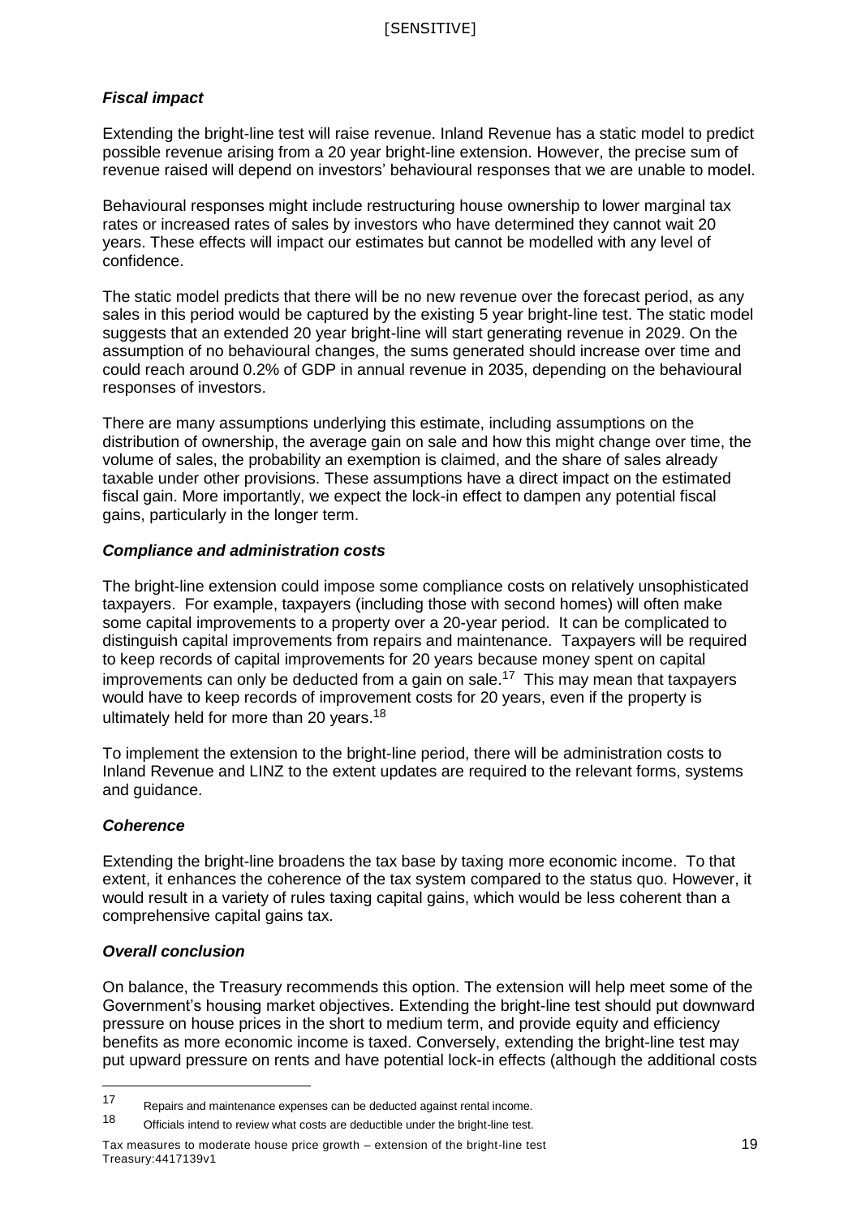### *Fiscal impact*

Extending the bright-line test will raise revenue. Inland Revenue has a static model to predict possible revenue arising from a 20 year bright-line extension. However, the precise sum of revenue raised will depend on investors' behavioural responses that we are unable to model.

Behavioural responses might include restructuring house ownership to lower marginal tax rates or increased rates of sales by investors who have determined they cannot wait 20 years. These effects will impact our estimates but cannot be modelled with any level of confidence.

The static model predicts that there will be no new revenue over the forecast period, as any sales in this period would be captured by the existing 5 year bright-line test. The static model suggests that an extended 20 year bright-line will start generating revenue in 2029. On the assumption of no behavioural changes, the sums generated should increase over time and could reach around 0.2% of GDP in annual revenue in 2035, depending on the behavioural responses of investors.

There are many assumptions underlying this estimate, including assumptions on the distribution of ownership, the average gain on sale and how this might change over time, the volume of sales, the probability an exemption is claimed, and the share of sales already taxable under other provisions. These assumptions have a direct impact on the estimated fiscal gain. More importantly, we expect the lock-in effect to dampen any potential fiscal gains, particularly in the longer term.

### *Compliance and administration costs*

The bright-line extension could impose some compliance costs on relatively unsophisticated taxpayers. For example, taxpayers (including those with second homes) will often make some capital improvements to a property over a 20-year period. It can be complicated to distinguish capital improvements from repairs and maintenance. Taxpayers will be required to keep records of capital improvements for 20 years because money spent on capital improvements can only be deducted from a gain on sale.[17] This may mean that taxpayers would have to keep records of improvement costs for 20 years, even if the property is ultimately held for more than 20 years.[18]

To implement the extension to the bright-line period, there will be administration costs to Inland Revenue and LINZ to the extent updates are required to the relevant forms, systems and guidance.

### *Coherence*

Extending the bright-line broadens the tax base by taxing more economic income. To that extent, it enhances the coherence of the tax system compared to the status quo. However, it would result in a variety of rules taxing capital gains, which would be less coherent than a comprehensive capital gains tax.

### *Overall conclusion*

On balance, the Treasury recommends this option. The extension will help meet some of the Government's housing market objectives. Extending the bright-line test should put downward pressure on house prices in the short to medium term, and provide equity and efficiency benefits as more economic income is taxed. Conversely, extending the bright-line test may put upward pressure on rents and have potential lock-in effects (although the additional costs

---

[17] Repairs and maintenance expenses can be deducted against rental income.

[18] Officials intend to review what costs are deductible under the bright-line test.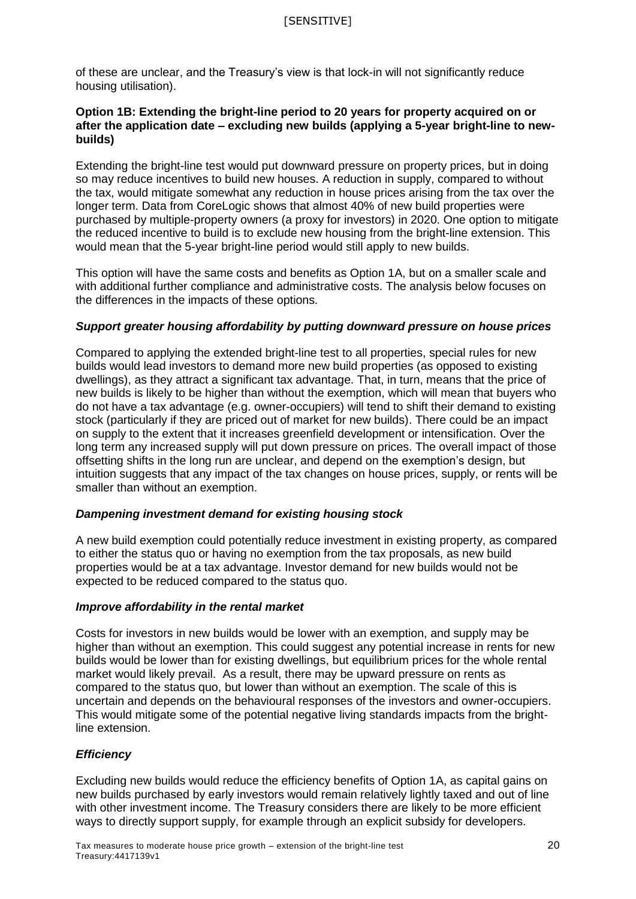of these are unclear, and the Treasury's view is that lock-in will not significantly reduce housing utilisation).

**Option 1B: Extending the bright-line period to 20 years for property acquired on or after the application date – excluding new builds (applying a 5-year bright-line to new-builds)**

Extending the bright-line test would put downward pressure on property prices, but in doing so may reduce incentives to build new houses. A reduction in supply, compared to without the tax, would mitigate somewhat any reduction in house prices arising from the tax over the longer term. Data from CoreLogic shows that almost 40% of new build properties were purchased by multiple-property owners (a proxy for investors) in 2020. One option to mitigate the reduced incentive to build is to exclude new housing from the bright-line extension. This would mean that the 5-year bright-line period would still apply to new builds.

This option will have the same costs and benefits as Option 1A, but on a smaller scale and with additional further compliance and administrative costs. The analysis below focuses on the differences in the impacts of these options.

***Support greater housing affordability by putting downward pressure on house prices***

Compared to applying the extended bright-line test to all properties, special rules for new builds would lead investors to demand more new build properties (as opposed to existing dwellings), as they attract a significant tax advantage. That, in turn, means that the price of new builds is likely to be higher than without the exemption, which will mean that buyers who do not have a tax advantage (e.g. owner-occupiers) will tend to shift their demand to existing stock (particularly if they are priced out of market for new builds). There could be an impact on supply to the extent that it increases greenfield development or intensification. Over the long term any increased supply will put down pressure on prices. The overall impact of those offsetting shifts in the long run are unclear, and depend on the exemption's design, but intuition suggests that any impact of the tax changes on house prices, supply, or rents will be smaller than without an exemption.

***Dampening investment demand for existing housing stock***

A new build exemption could potentially reduce investment in existing property, as compared to either the status quo or having no exemption from the tax proposals, as new build properties would be at a tax advantage. Investor demand for new builds would not be expected to be reduced compared to the status quo.

***Improve affordability in the rental market***

Costs for investors in new builds would be lower with an exemption, and supply may be higher than without an exemption. This could suggest any potential increase in rents for new builds would be lower than for existing dwellings, but equilibrium prices for the whole rental market would likely prevail. As a result, there may be upward pressure on rents as compared to the status quo, but lower than without an exemption. The scale of this is uncertain and depends on the behavioural responses of the investors and owner-occupiers. This would mitigate some of the potential negative living standards impacts from the bright-line extension.

***Efficiency***

Excluding new builds would reduce the efficiency benefits of Option 1A, as capital gains on new builds purchased by early investors would remain relatively lightly taxed and out of line with other investment income. The Treasury considers there are likely to be more efficient ways to directly support supply, for example through an explicit subsidy for developers.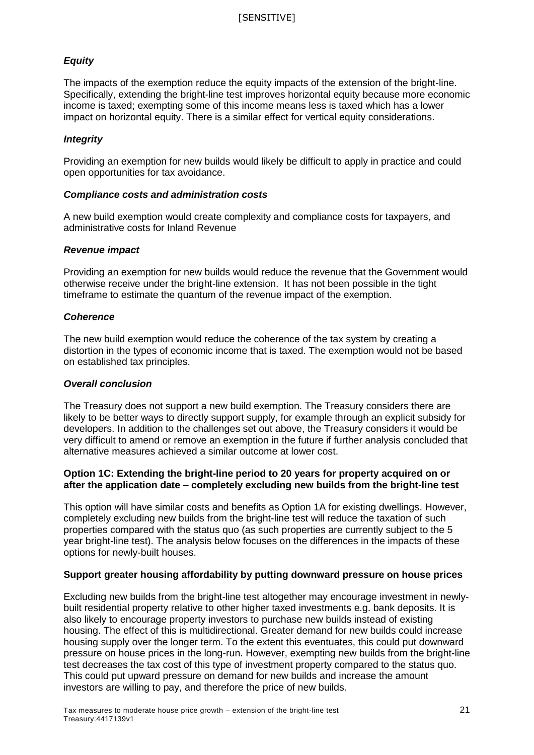### *Equity*

The impacts of the exemption reduce the equity impacts of the extension of the bright-line. Specifically, extending the bright-line test improves horizontal equity because more economic income is taxed; exempting some of this income means less is taxed which has a lower impact on horizontal equity. There is a similar effect for vertical equity considerations.

### *Integrity*

Providing an exemption for new builds would likely be difficult to apply in practice and could open opportunities for tax avoidance.

### *Compliance costs and administration costs*

A new build exemption would create complexity and compliance costs for taxpayers, and administrative costs for Inland Revenue

### *Revenue impact*

Providing an exemption for new builds would reduce the revenue that the Government would otherwise receive under the bright-line extension. It has not been possible in the tight timeframe to estimate the quantum of the revenue impact of the exemption.

### *Coherence*

The new build exemption would reduce the coherence of the tax system by creating a distortion in the types of economic income that is taxed. The exemption would not be based on established tax principles.

### *Overall conclusion*

The Treasury does not support a new build exemption. The Treasury considers there are likely to be better ways to directly support supply, for example through an explicit subsidy for developers. In addition to the challenges set out above, the Treasury considers it would be very difficult to amend or remove an exemption in the future if further analysis concluded that alternative measures achieved a similar outcome at lower cost.

**Option 1C: Extending the bright-line period to 20 years for property acquired on or after the application date – completely excluding new builds from the bright-line test**

This option will have similar costs and benefits as Option 1A for existing dwellings. However, completely excluding new builds from the bright-line test will reduce the taxation of such properties compared with the status quo (as such properties are currently subject to the 5 year bright-line test). The analysis below focuses on the differences in the impacts of these options for newly-built houses.

**Support greater housing affordability by putting downward pressure on house prices**

Excluding new builds from the bright-line test altogether may encourage investment in newly-built residential property relative to other higher taxed investments e.g. bank deposits. It is also likely to encourage property investors to purchase new builds instead of existing housing. The effect of this is multidirectional. Greater demand for new builds could increase housing supply over the longer term. To the extent this eventuates, this could put downward pressure on house prices in the long-run. However, exempting new builds from the bright-line test decreases the tax cost of this type of investment property compared to the status quo. This could put upward pressure on demand for new builds and increase the amount investors are willing to pay, and therefore the price of new builds.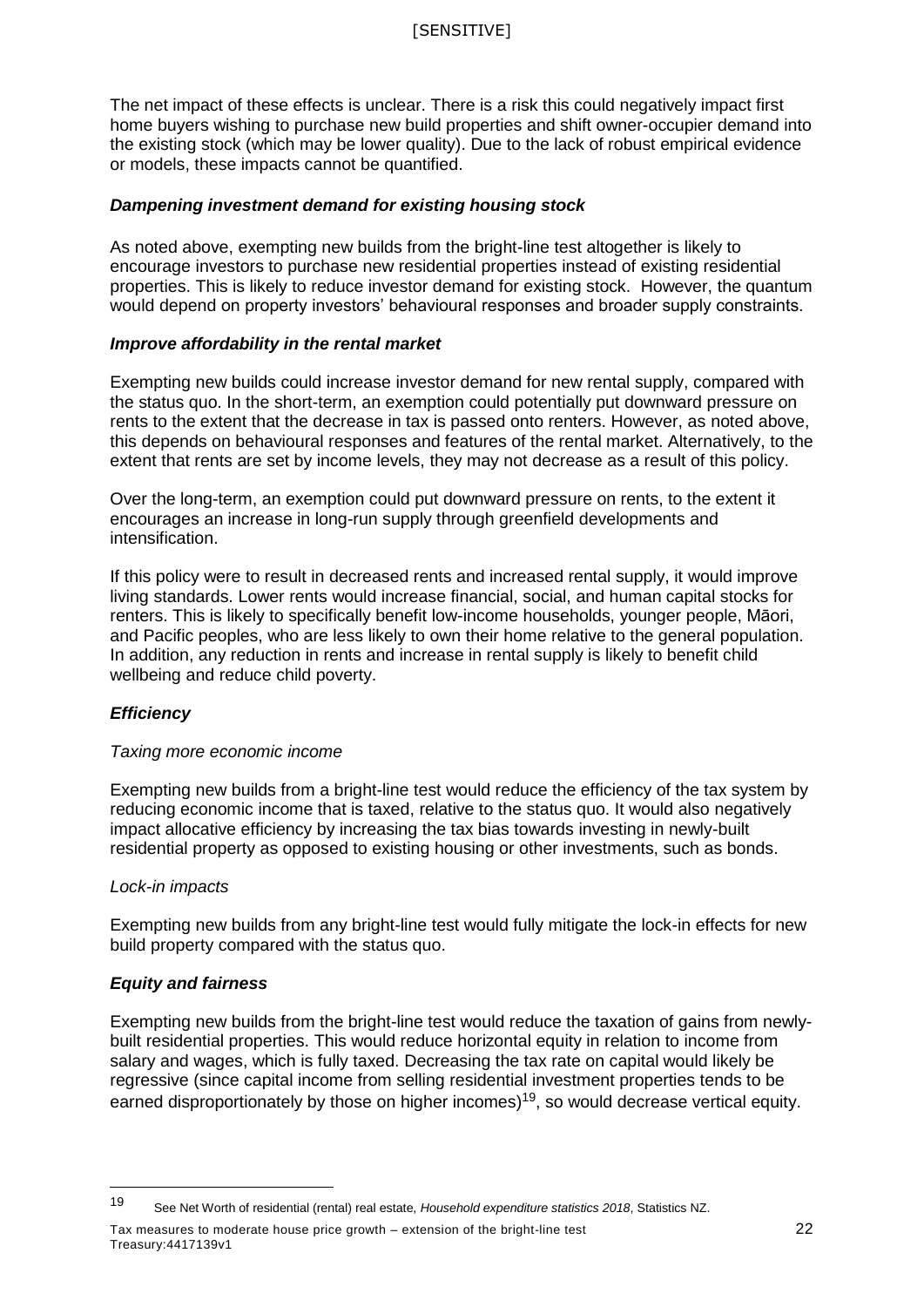The net impact of these effects is unclear. There is a risk this could negatively impact first home buyers wishing to purchase new build properties and shift owner-occupier demand into the existing stock (which may be lower quality). Due to the lack of robust empirical evidence or models, these impacts cannot be quantified.

#### ***Dampening investment demand for existing housing stock***

As noted above, exempting new builds from the bright-line test altogether is likely to encourage investors to purchase new residential properties instead of existing residential properties. This is likely to reduce investor demand for existing stock. However, the quantum would depend on property investors' behavioural responses and broader supply constraints.

#### ***Improve affordability in the rental market***

Exempting new builds could increase investor demand for new rental supply, compared with the status quo. In the short-term, an exemption could potentially put downward pressure on rents to the extent that the decrease in tax is passed onto renters. However, as noted above, this depends on behavioural responses and features of the rental market. Alternatively, to the extent that rents are set by income levels, they may not decrease as a result of this policy.

Over the long-term, an exemption could put downward pressure on rents, to the extent it encourages an increase in long-run supply through greenfield developments and intensification.

If this policy were to result in decreased rents and increased rental supply, it would improve living standards. Lower rents would increase financial, social, and human capital stocks for renters. This is likely to specifically benefit low-income households, younger people, Māori, and Pacific peoples, who are less likely to own their home relative to the general population. In addition, any reduction in rents and increase in rental supply is likely to benefit child wellbeing and reduce child poverty.

#### ***Efficiency***

*Taxing more economic income*

Exempting new builds from a bright-line test would reduce the efficiency of the tax system by reducing economic income that is taxed, relative to the status quo. It would also negatively impact allocative efficiency by increasing the tax bias towards investing in newly-built residential property as opposed to existing housing or other investments, such as bonds.

*Lock-in impacts*

Exempting new builds from any bright-line test would fully mitigate the lock-in effects for new build property compared with the status quo.

#### ***Equity and fairness***

Exempting new builds from the bright-line test would reduce the taxation of gains from newly-built residential properties. This would reduce horizontal equity in relation to income from salary and wages, which is fully taxed. Decreasing the tax rate on capital would likely be regressive (since capital income from selling residential investment properties tends to be earned disproportionately by those on higher incomes)[19], so would decrease vertical equity.

---

[19] See Net Worth of residential (rental) real estate, *Household expenditure statistics 2018*, Statistics NZ.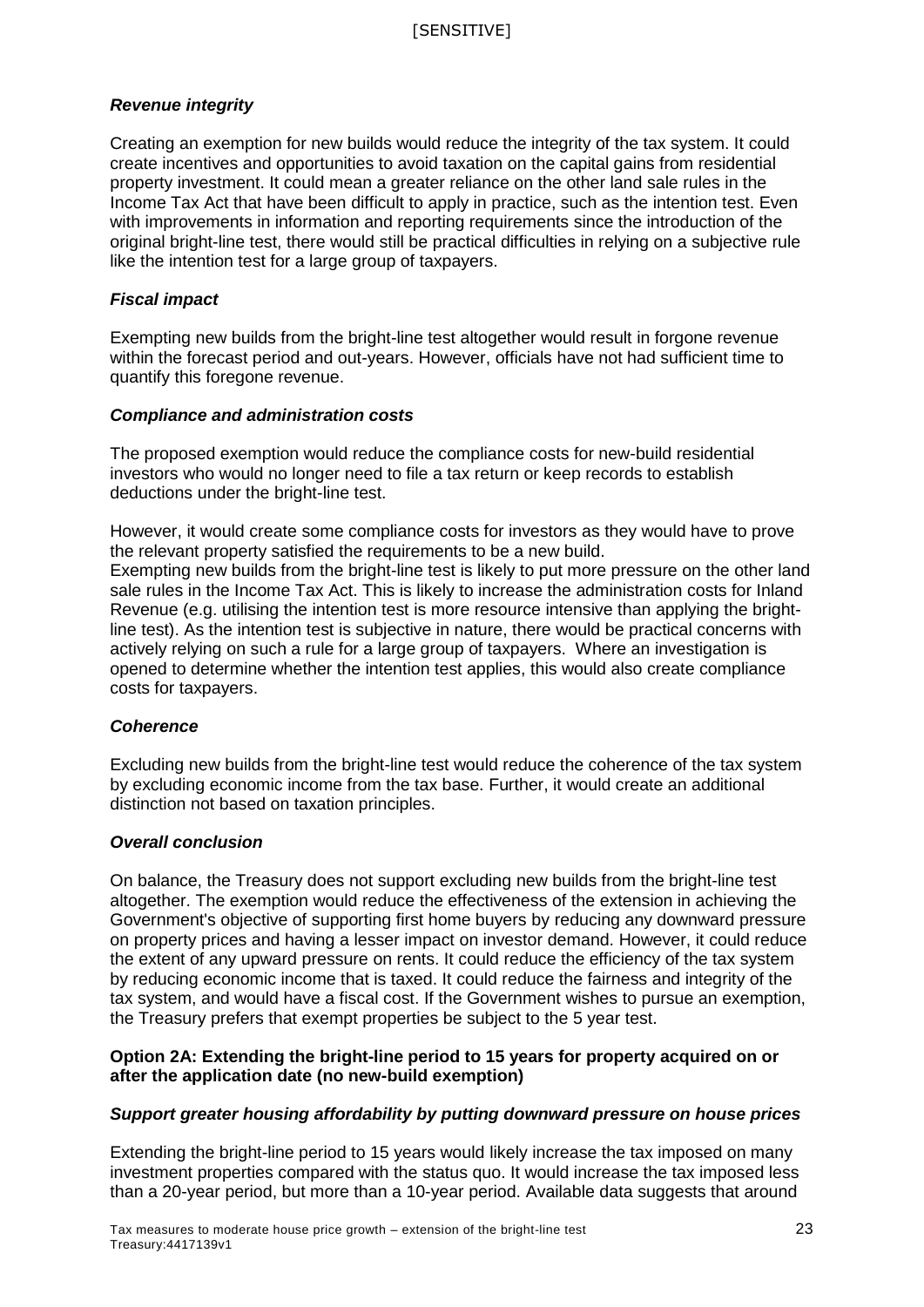### *Revenue integrity*

Creating an exemption for new builds would reduce the integrity of the tax system. It could create incentives and opportunities to avoid taxation on the capital gains from residential property investment. It could mean a greater reliance on the other land sale rules in the Income Tax Act that have been difficult to apply in practice, such as the intention test. Even with improvements in information and reporting requirements since the introduction of the original bright-line test, there would still be practical difficulties in relying on a subjective rule like the intention test for a large group of taxpayers.

### *Fiscal impact*

Exempting new builds from the bright-line test altogether would result in forgone revenue within the forecast period and out-years. However, officials have not had sufficient time to quantify this foregone revenue.

### *Compliance and administration costs*

The proposed exemption would reduce the compliance costs for new-build residential investors who would no longer need to file a tax return or keep records to establish deductions under the bright-line test.

However, it would create some compliance costs for investors as they would have to prove the relevant property satisfied the requirements to be a new build.
Exempting new builds from the bright-line test is likely to put more pressure on the other land sale rules in the Income Tax Act. This is likely to increase the administration costs for Inland Revenue (e.g. utilising the intention test is more resource intensive than applying the bright-line test). As the intention test is subjective in nature, there would be practical concerns with actively relying on such a rule for a large group of taxpayers. Where an investigation is opened to determine whether the intention test applies, this would also create compliance costs for taxpayers.

### *Coherence*

Excluding new builds from the bright-line test would reduce the coherence of the tax system by excluding economic income from the tax base. Further, it would create an additional distinction not based on taxation principles.

### *Overall conclusion*

On balance, the Treasury does not support excluding new builds from the bright-line test altogether. The exemption would reduce the effectiveness of the extension in achieving the Government's objective of supporting first home buyers by reducing any downward pressure on property prices and having a lesser impact on investor demand. However, it could reduce the extent of any upward pressure on rents. It could reduce the efficiency of the tax system by reducing economic income that is taxed. It could reduce the fairness and integrity of the tax system, and would have a fiscal cost. If the Government wishes to pursue an exemption, the Treasury prefers that exempt properties be subject to the 5 year test.

**Option 2A: Extending the bright-line period to 15 years for property acquired on or after the application date (no new-build exemption)**

### *Support greater housing affordability by putting downward pressure on house prices*

Extending the bright-line period to 15 years would likely increase the tax imposed on many investment properties compared with the status quo. It would increase the tax imposed less than a 20-year period, but more than a 10-year period. Available data suggests that around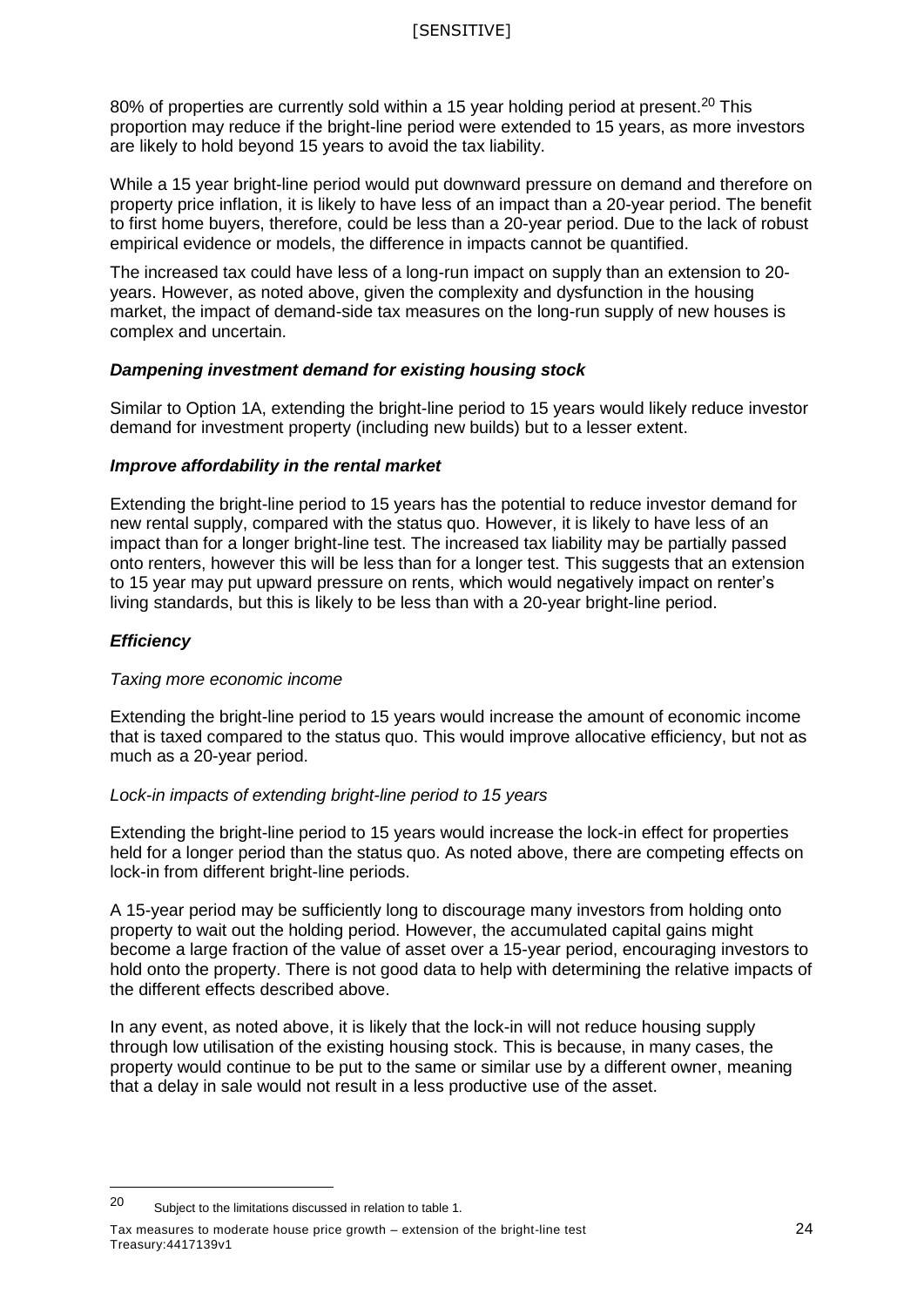80% of properties are currently sold within a 15 year holding period at present.[20] This proportion may reduce if the bright-line period were extended to 15 years, as more investors are likely to hold beyond 15 years to avoid the tax liability.

While a 15 year bright-line period would put downward pressure on demand and therefore on property price inflation, it is likely to have less of an impact than a 20-year period. The benefit to first home buyers, therefore, could be less than a 20-year period. Due to the lack of robust empirical evidence or models, the difference in impacts cannot be quantified.

The increased tax could have less of a long-run impact on supply than an extension to 20-years. However, as noted above, given the complexity and dysfunction in the housing market, the impact of demand-side tax measures on the long-run supply of new houses is complex and uncertain.

#### ***Dampening investment demand for existing housing stock***

Similar to Option 1A, extending the bright-line period to 15 years would likely reduce investor demand for investment property (including new builds) but to a lesser extent.

#### ***Improve affordability in the rental market***

Extending the bright-line period to 15 years has the potential to reduce investor demand for new rental supply, compared with the status quo. However, it is likely to have less of an impact than for a longer bright-line test. The increased tax liability may be partially passed onto renters, however this will be less than for a longer test. This suggests that an extension to 15 year may put upward pressure on rents, which would negatively impact on renter's living standards, but this is likely to be less than with a 20-year bright-line period.

### ***Efficiency***

*Taxing more economic income*

Extending the bright-line period to 15 years would increase the amount of economic income that is taxed compared to the status quo. This would improve allocative efficiency, but not as much as a 20-year period.

*Lock-in impacts of extending bright-line period to 15 years*

Extending the bright-line period to 15 years would increase the lock-in effect for properties held for a longer period than the status quo. As noted above, there are competing effects on lock-in from different bright-line periods.

A 15-year period may be sufficiently long to discourage many investors from holding onto property to wait out the holding period. However, the accumulated capital gains might become a large fraction of the value of asset over a 15-year period, encouraging investors to hold onto the property. There is not good data to help with determining the relative impacts of the different effects described above.

In any event, as noted above, it is likely that the lock-in will not reduce housing supply through low utilisation of the existing housing stock. This is because, in many cases, the property would continue to be put to the same or similar use by a different owner, meaning that a delay in sale would not result in a less productive use of the asset.

---

[20] Subject to the limitations discussed in relation to table 1.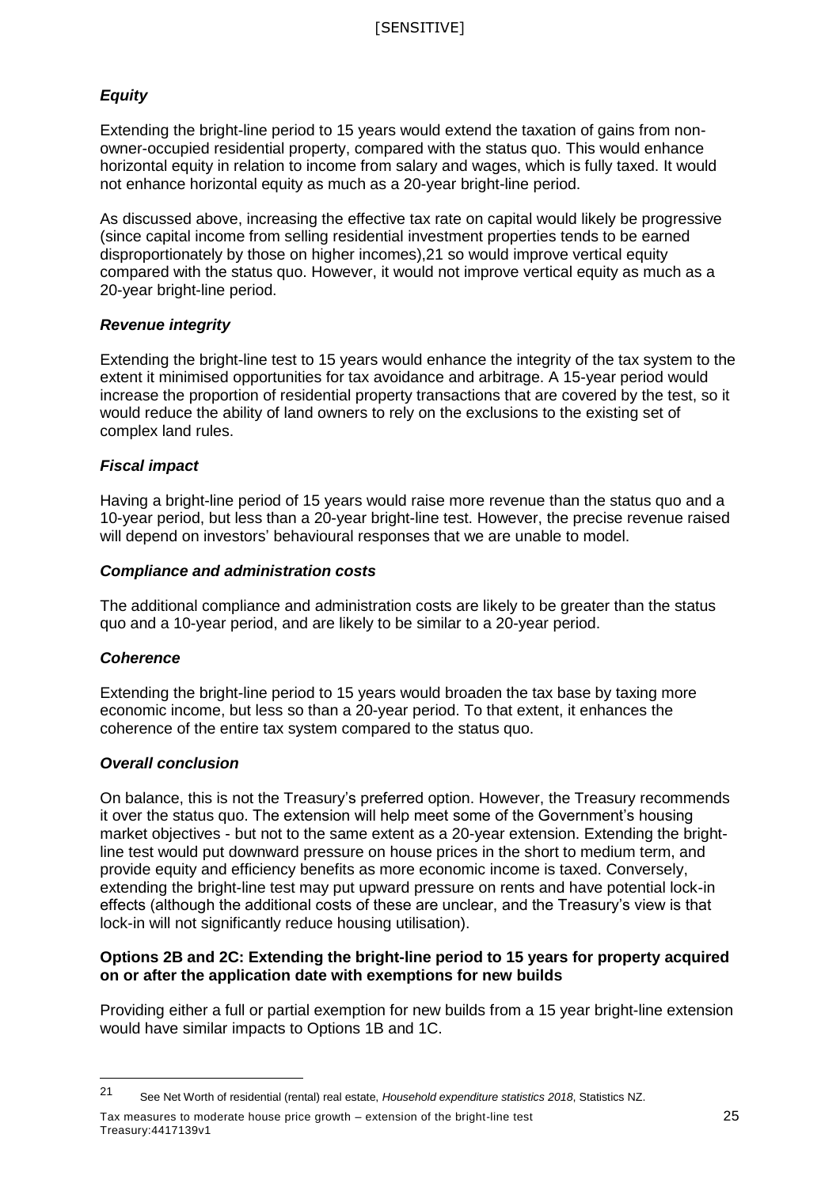### *Equity*

Extending the bright-line period to 15 years would extend the taxation of gains from non-owner-occupied residential property, compared with the status quo. This would enhance horizontal equity in relation to income from salary and wages, which is fully taxed. It would not enhance horizontal equity as much as a 20-year bright-line period.

As discussed above, increasing the effective tax rate on capital would likely be progressive (since capital income from selling residential investment properties tends to be earned disproportionately by those on higher incomes),21 so would improve vertical equity compared with the status quo. However, it would not improve vertical equity as much as a 20-year bright-line period.

### *Revenue integrity*

Extending the bright-line test to 15 years would enhance the integrity of the tax system to the extent it minimised opportunities for tax avoidance and arbitrage. A 15-year period would increase the proportion of residential property transactions that are covered by the test, so it would reduce the ability of land owners to rely on the exclusions to the existing set of complex land rules.

### *Fiscal impact*

Having a bright-line period of 15 years would raise more revenue than the status quo and a 10-year period, but less than a 20-year bright-line test. However, the precise revenue raised will depend on investors' behavioural responses that we are unable to model.

### *Compliance and administration costs*

The additional compliance and administration costs are likely to be greater than the status quo and a 10-year period, and are likely to be similar to a 20-year period.

### *Coherence*

Extending the bright-line period to 15 years would broaden the tax base by taxing more economic income, but less so than a 20-year period. To that extent, it enhances the coherence of the entire tax system compared to the status quo.

### *Overall conclusion*

On balance, this is not the Treasury's preferred option. However, the Treasury recommends it over the status quo. The extension will help meet some of the Government's housing market objectives - but not to the same extent as a 20-year extension. Extending the bright-line test would put downward pressure on house prices in the short to medium term, and provide equity and efficiency benefits as more economic income is taxed. Conversely, extending the bright-line test may put upward pressure on rents and have potential lock-in effects (although the additional costs of these are unclear, and the Treasury's view is that lock-in will not significantly reduce housing utilisation).

**Options 2B and 2C: Extending the bright-line period to 15 years for property acquired on or after the application date with exemptions for new builds**

Providing either a full or partial exemption for new builds from a 15 year bright-line extension would have similar impacts to Options 1B and 1C.

---

21 See Net Worth of residential (rental) real estate, *Household expenditure statistics 2018*, Statistics NZ.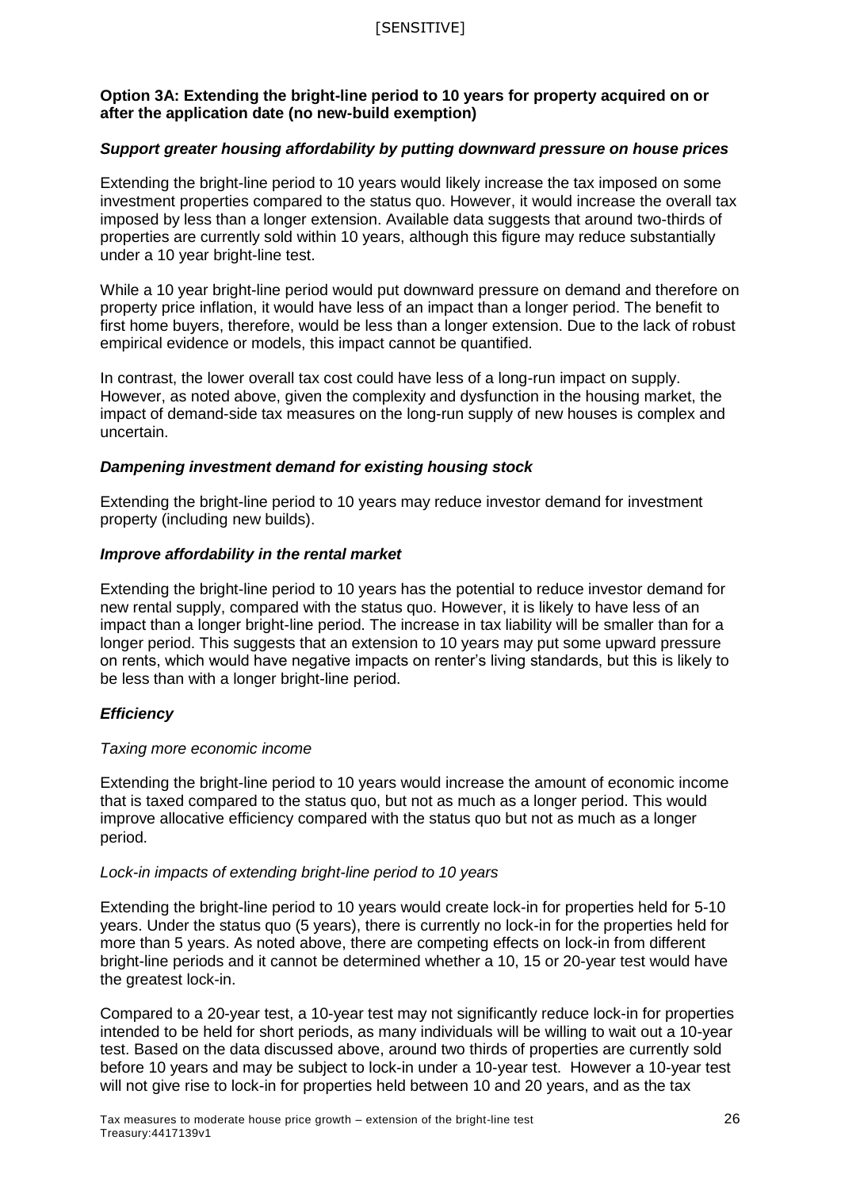**Option 3A: Extending the bright-line period to 10 years for property acquired on or after the application date (no new-build exemption)**

***Support greater housing affordability by putting downward pressure on house prices***

Extending the bright-line period to 10 years would likely increase the tax imposed on some investment properties compared to the status quo. However, it would increase the overall tax imposed by less than a longer extension. Available data suggests that around two-thirds of properties are currently sold within 10 years, although this figure may reduce substantially under a 10 year bright-line test.

While a 10 year bright-line period would put downward pressure on demand and therefore on property price inflation, it would have less of an impact than a longer period. The benefit to first home buyers, therefore, would be less than a longer extension. Due to the lack of robust empirical evidence or models, this impact cannot be quantified.

In contrast, the lower overall tax cost could have less of a long-run impact on supply. However, as noted above, given the complexity and dysfunction in the housing market, the impact of demand-side tax measures on the long-run supply of new houses is complex and uncertain.

***Dampening investment demand for existing housing stock***

Extending the bright-line period to 10 years may reduce investor demand for investment property (including new builds).

***Improve affordability in the rental market***

Extending the bright-line period to 10 years has the potential to reduce investor demand for new rental supply, compared with the status quo. However, it is likely to have less of an impact than a longer bright-line period. The increase in tax liability will be smaller than for a longer period. This suggests that an extension to 10 years may put some upward pressure on rents, which would have negative impacts on renter's living standards, but this is likely to be less than with a longer bright-line period.

***Efficiency***

*Taxing more economic income*

Extending the bright-line period to 10 years would increase the amount of economic income that is taxed compared to the status quo, but not as much as a longer period. This would improve allocative efficiency compared with the status quo but not as much as a longer period.

*Lock-in impacts of extending bright-line period to 10 years*

Extending the bright-line period to 10 years would create lock-in for properties held for 5-10 years. Under the status quo (5 years), there is currently no lock-in for the properties held for more than 5 years. As noted above, there are competing effects on lock-in from different bright-line periods and it cannot be determined whether a 10, 15 or 20-year test would have the greatest lock-in.

Compared to a 20-year test, a 10-year test may not significantly reduce lock-in for properties intended to be held for short periods, as many individuals will be willing to wait out a 10-year test. Based on the data discussed above, around two thirds of properties are currently sold before 10 years and may be subject to lock-in under a 10-year test. However a 10-year test will not give rise to lock-in for properties held between 10 and 20 years, and as the tax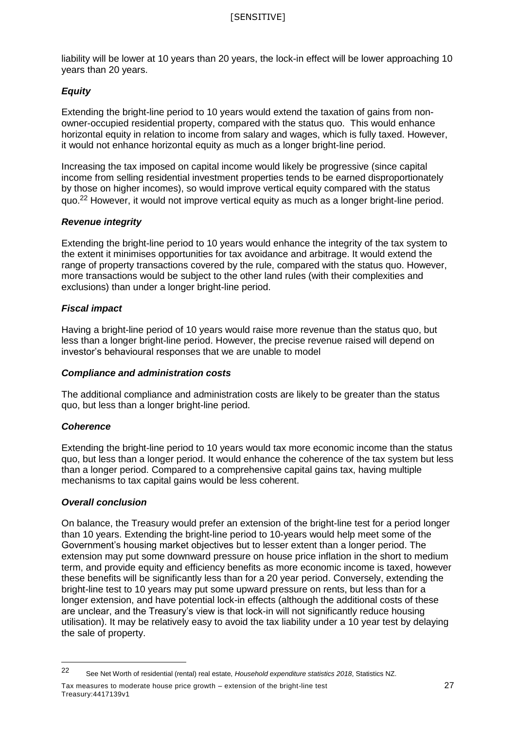liability will be lower at 10 years than 20 years, the lock-in effect will be lower approaching 10 years than 20 years.

### *Equity*

Extending the bright-line period to 10 years would extend the taxation of gains from non-owner-occupied residential property, compared with the status quo. This would enhance horizontal equity in relation to income from salary and wages, which is fully taxed. However, it would not enhance horizontal equity as much as a longer bright-line period.

Increasing the tax imposed on capital income would likely be progressive (since capital income from selling residential investment properties tends to be earned disproportionately by those on higher incomes), so would improve vertical equity compared with the status quo.[22] However, it would not improve vertical equity as much as a longer bright-line period.

### *Revenue integrity*

Extending the bright-line period to 10 years would enhance the integrity of the tax system to the extent it minimises opportunities for tax avoidance and arbitrage. It would extend the range of property transactions covered by the rule, compared with the status quo. However, more transactions would be subject to the other land rules (with their complexities and exclusions) than under a longer bright-line period.

### *Fiscal impact*

Having a bright-line period of 10 years would raise more revenue than the status quo, but less than a longer bright-line period. However, the precise revenue raised will depend on investor's behavioural responses that we are unable to model

### *Compliance and administration costs*

The additional compliance and administration costs are likely to be greater than the status quo, but less than a longer bright-line period.

### *Coherence*

Extending the bright-line period to 10 years would tax more economic income than the status quo, but less than a longer period. It would enhance the coherence of the tax system but less than a longer period. Compared to a comprehensive capital gains tax, having multiple mechanisms to tax capital gains would be less coherent.

### *Overall conclusion*

On balance, the Treasury would prefer an extension of the bright-line test for a period longer than 10 years. Extending the bright-line period to 10-years would help meet some of the Government's housing market objectives but to lesser extent than a longer period. The extension may put some downward pressure on house price inflation in the short to medium term, and provide equity and efficiency benefits as more economic income is taxed, however these benefits will be significantly less than for a 20 year period. Conversely, extending the bright-line test to 10 years may put some upward pressure on rents, but less than for a longer extension, and have potential lock-in effects (although the additional costs of these are unclear, and the Treasury's view is that lock-in will not significantly reduce housing utilisation). It may be relatively easy to avoid the tax liability under a 10 year test by delaying the sale of property.

[22] See Net Worth of residential (rental) real estate, *Household expenditure statistics 2018*, Statistics NZ.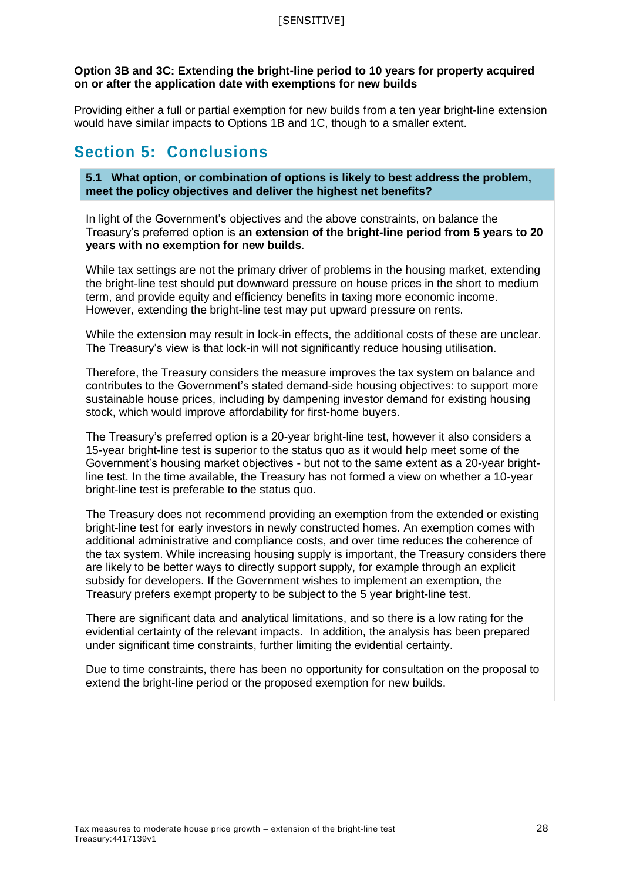**Option 3B and 3C: Extending the bright-line period to 10 years for property acquired on or after the application date with exemptions for new builds**

Providing either a full or partial exemption for new builds from a ten year bright-line extension would have similar impacts to Options 1B and 1C, though to a smaller extent.

## Section 5: Conclusions

**5.1 What option, or combination of options is likely to best address the problem, meet the policy objectives and deliver the highest net benefits?**

In light of the Government's objectives and the above constraints, on balance the Treasury's preferred option is **an extension of the bright-line period from 5 years to 20 years with no exemption for new builds**.

While tax settings are not the primary driver of problems in the housing market, extending the bright-line test should put downward pressure on house prices in the short to medium term, and provide equity and efficiency benefits in taxing more economic income. However, extending the bright-line test may put upward pressure on rents.

While the extension may result in lock-in effects, the additional costs of these are unclear. The Treasury's view is that lock-in will not significantly reduce housing utilisation.

Therefore, the Treasury considers the measure improves the tax system on balance and contributes to the Government's stated demand-side housing objectives: to support more sustainable house prices, including by dampening investor demand for existing housing stock, which would improve affordability for first-home buyers.

The Treasury's preferred option is a 20-year bright-line test, however it also considers a 15-year bright-line test is superior to the status quo as it would help meet some of the Government's housing market objectives - but not to the same extent as a 20-year bright-line test. In the time available, the Treasury has not formed a view on whether a 10-year bright-line test is preferable to the status quo.

The Treasury does not recommend providing an exemption from the extended or existing bright-line test for early investors in newly constructed homes. An exemption comes with additional administrative and compliance costs, and over time reduces the coherence of the tax system. While increasing housing supply is important, the Treasury considers there are likely to be better ways to directly support supply, for example through an explicit subsidy for developers. If the Government wishes to implement an exemption, the Treasury prefers exempt property to be subject to the 5 year bright-line test.

There are significant data and analytical limitations, and so there is a low rating for the evidential certainty of the relevant impacts. In addition, the analysis has been prepared under significant time constraints, further limiting the evidential certainty.

Due to time constraints, there has been no opportunity for consultation on the proposal to extend the bright-line period or the proposed exemption for new builds.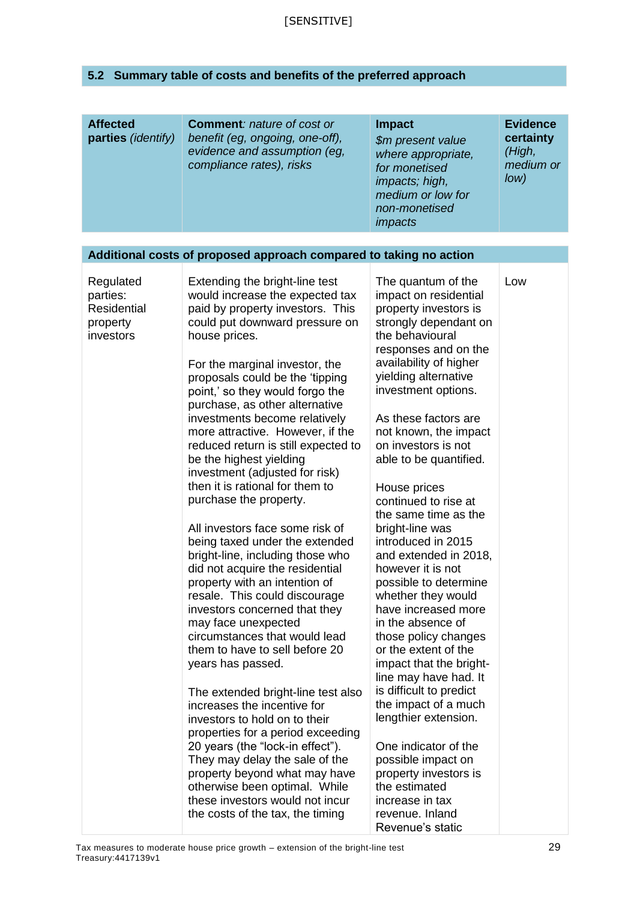## 5.2 Summary table of costs and benefits of the preferred approach

| **Affected parties** *(identify)* | **Comment**: *nature of cost or benefit (eg, ongoing, one-off), evidence and assumption (eg, compliance rates), risks* | **Impact** *$m present value where appropriate, for monetised impacts; high, medium or low for non-monetised impacts* | **Evidence certainty** *(High, medium or low)* |
|---|---|---|---|
| **Additional costs of proposed approach compared to taking no action** | | | |
| Regulated parties: Residential property investors | Extending the bright-line test would increase the expected tax paid by property investors. This could put downward pressure on house prices.<br><br>For the marginal investor, the proposals could be the 'tipping point,' so they would forgo the purchase, as other alternative investments become relatively more attractive. However, if the reduced return is still expected to be the highest yielding investment (adjusted for risk) then it is rational for them to purchase the property.<br><br>All investors face some risk of being taxed under the extended bright-line, including those who did not acquire the residential property with an intention of resale. This could discourage investors concerned that they may face unexpected circumstances that would lead them to have to sell before 20 years has passed.<br><br>The extended bright-line test also increases the incentive for investors to hold on to their properties for a period exceeding 20 years (the "lock-in effect"). They may delay the sale of the property beyond what may have otherwise been optimal. While these investors would not incur the costs of the tax, the timing | The quantum of the impact on residential property investors is strongly dependant on the behavioural responses and on the availability of higher yielding alternative investment options.<br><br>As these factors are not known, the impact on investors is not able to be quantified.<br><br>House prices continued to rise at the same time as the bright-line was introduced in 2015 and extended in 2018, however it is not possible to determine whether they would have increased more in the absence of those policy changes or the extent of the impact that the bright-line may have had. It is difficult to predict the impact of a much lengthier extension.<br><br>One indicator of the possible impact on property investors is the estimated increase in tax revenue. Inland Revenue's static | Low |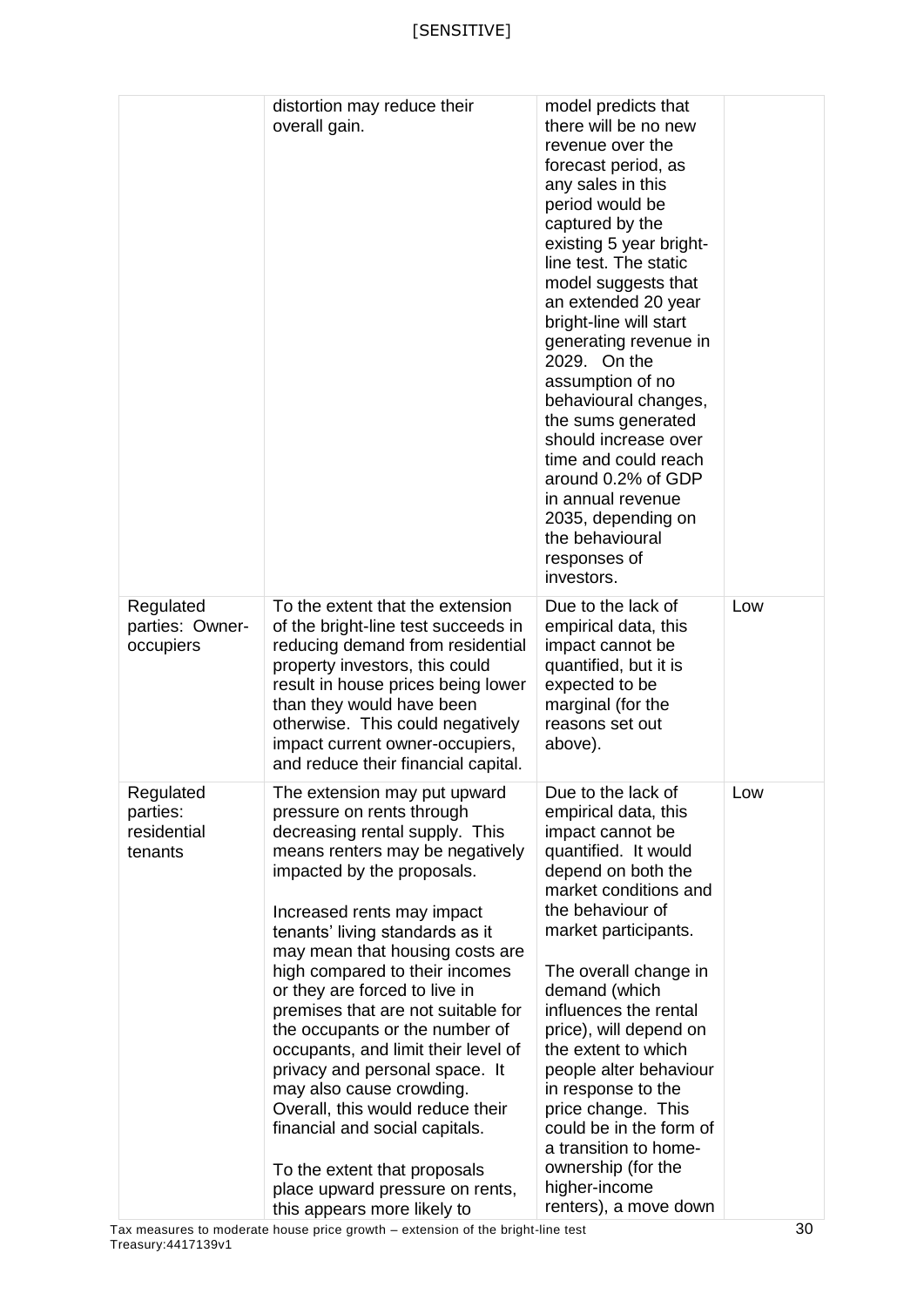| | | | |
|---|---|---|---|
| | distortion may reduce their overall gain. | model predicts that there will be no new revenue over the forecast period, as any sales in this period would be captured by the existing 5 year bright-line test. The static model suggests that an extended 20 year bright-line will start generating revenue in 2029. On the assumption of no behavioural changes, the sums generated should increase over time and could reach around 0.2% of GDP in annual revenue 2035, depending on the behavioural responses of investors. | |
| Regulated parties: Owner-occupiers | To the extent that the extension of the bright-line test succeeds in reducing demand from residential property investors, this could result in house prices being lower than they would have been otherwise. This could negatively impact current owner-occupiers, and reduce their financial capital. | Due to the lack of empirical data, this impact cannot be quantified, but it is expected to be marginal (for the reasons set out above). | Low |
| Regulated parties: residential tenants | The extension may put upward pressure on rents through decreasing rental supply. This means renters may be negatively impacted by the proposals.<br><br>Increased rents may impact tenants' living standards as it may mean that housing costs are high compared to their incomes or they are forced to live in premises that are not suitable for the occupants or the number of occupants, and limit their level of privacy and personal space. It may also cause crowding. Overall, this would reduce their financial and social capitals.<br><br>To the extent that proposals place upward pressure on rents, this appears more likely to | Due to the lack of empirical data, this impact cannot be quantified. It would depend on both the market conditions and the behaviour of market participants.<br><br>The overall change in demand (which influences the rental price), will depend on the extent to which people alter behaviour in response to the price change. This could be in the form of a transition to home-ownership (for the higher-income renters), a move down | Low |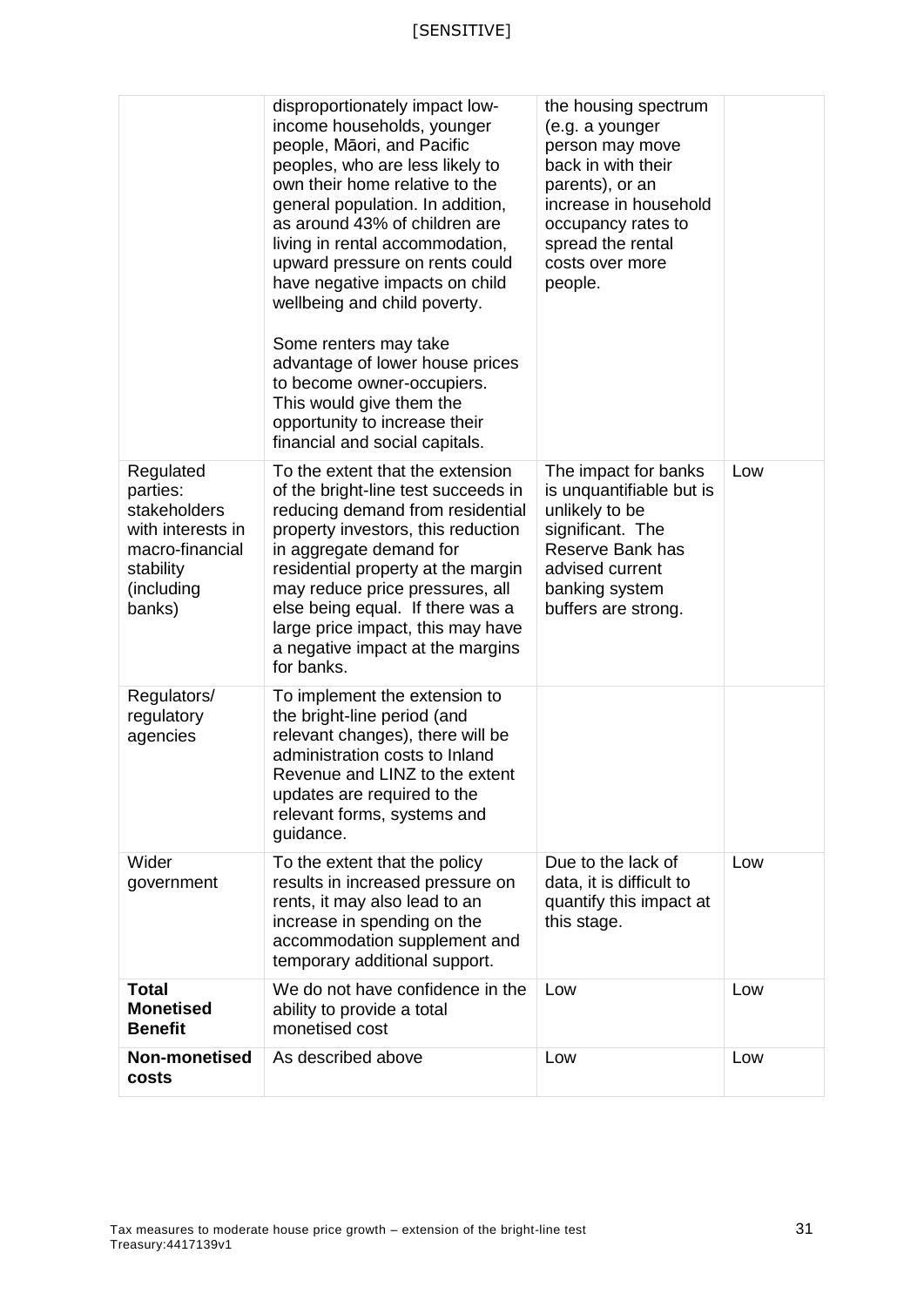| | | | |
|---|---|---|---|
| | disproportionately impact low-income households, younger people, Māori, and Pacific peoples, who are less likely to own their home relative to the general population. In addition, as around 43% of children are living in rental accommodation, upward pressure on rents could have negative impacts on child wellbeing and child poverty.<br><br>Some renters may take advantage of lower house prices to become owner-occupiers. This would give them the opportunity to increase their financial and social capitals. | the housing spectrum (e.g. a younger person may move back in with their parents), or an increase in household occupancy rates to spread the rental costs over more people. | |
| Regulated parties: stakeholders with interests in macro-financial stability (including banks) | To the extent that the extension of the bright-line test succeeds in reducing demand from residential property investors, this reduction in aggregate demand for residential property at the margin may reduce price pressures, all else being equal. If there was a large price impact, this may have a negative impact at the margins for banks. | The impact for banks is unquantifiable but is unlikely to be significant. The Reserve Bank has advised current banking system buffers are strong. | Low |
| Regulators/ regulatory agencies | To implement the extension to the bright-line period (and relevant changes), there will be administration costs to Inland Revenue and LINZ to the extent updates are required to the relevant forms, systems and guidance. | | |
| Wider government | To the extent that the policy results in increased pressure on rents, it may also lead to an increase in spending on the accommodation supplement and temporary additional support. | Due to the lack of data, it is difficult to quantify this impact at this stage. | Low |
| **Total Monetised Benefit** | We do not have confidence in the ability to provide a total monetised cost | Low | Low |
| **Non-monetised costs** | As described above | Low | Low |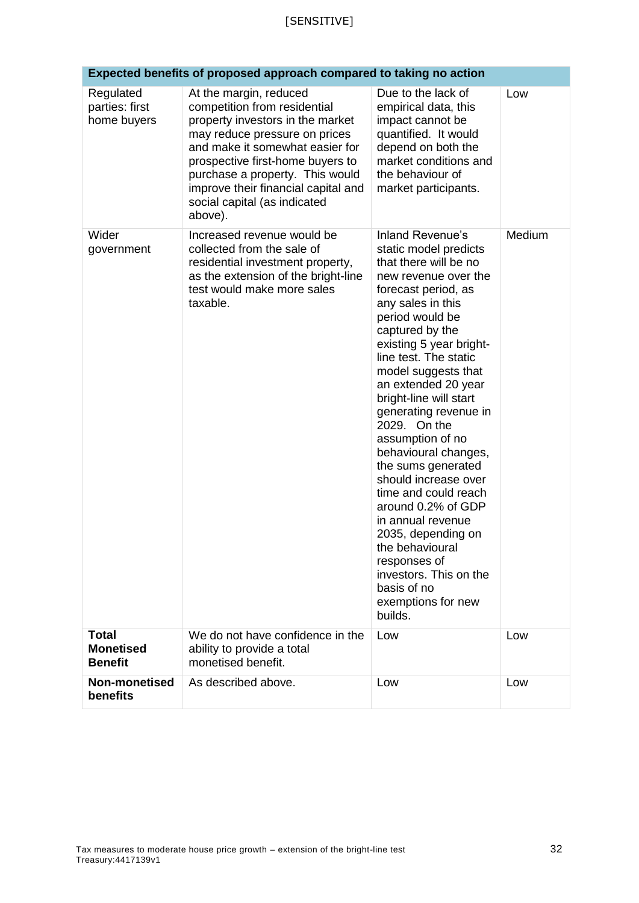| Expected benefits of proposed approach compared to taking no action | | | |
|---|---|---|---|
| Regulated parties: first home buyers | At the margin, reduced competition from residential property investors in the market may reduce pressure on prices and make it somewhat easier for prospective first-home buyers to purchase a property. This would improve their financial capital and social capital (as indicated above). | Due to the lack of empirical data, this impact cannot be quantified. It would depend on both the market conditions and the behaviour of market participants. | Low |
| Wider government | Increased revenue would be collected from the sale of residential investment property, as the extension of the bright-line test would make more sales taxable. | Inland Revenue's static model predicts that there will be no new revenue over the forecast period, as any sales in this period would be captured by the existing 5 year bright-line test. The static model suggests that an extended 20 year bright-line will start generating revenue in 2029. On the assumption of no behavioural changes, the sums generated should increase over time and could reach around 0.2% of GDP in annual revenue 2035, depending on the behavioural responses of investors. This on the basis of no exemptions for new builds. | Medium |
| **Total Monetised Benefit** | We do not have confidence in the ability to provide a total monetised benefit. | Low | Low |
| **Non-monetised benefits** | As described above. | Low | Low |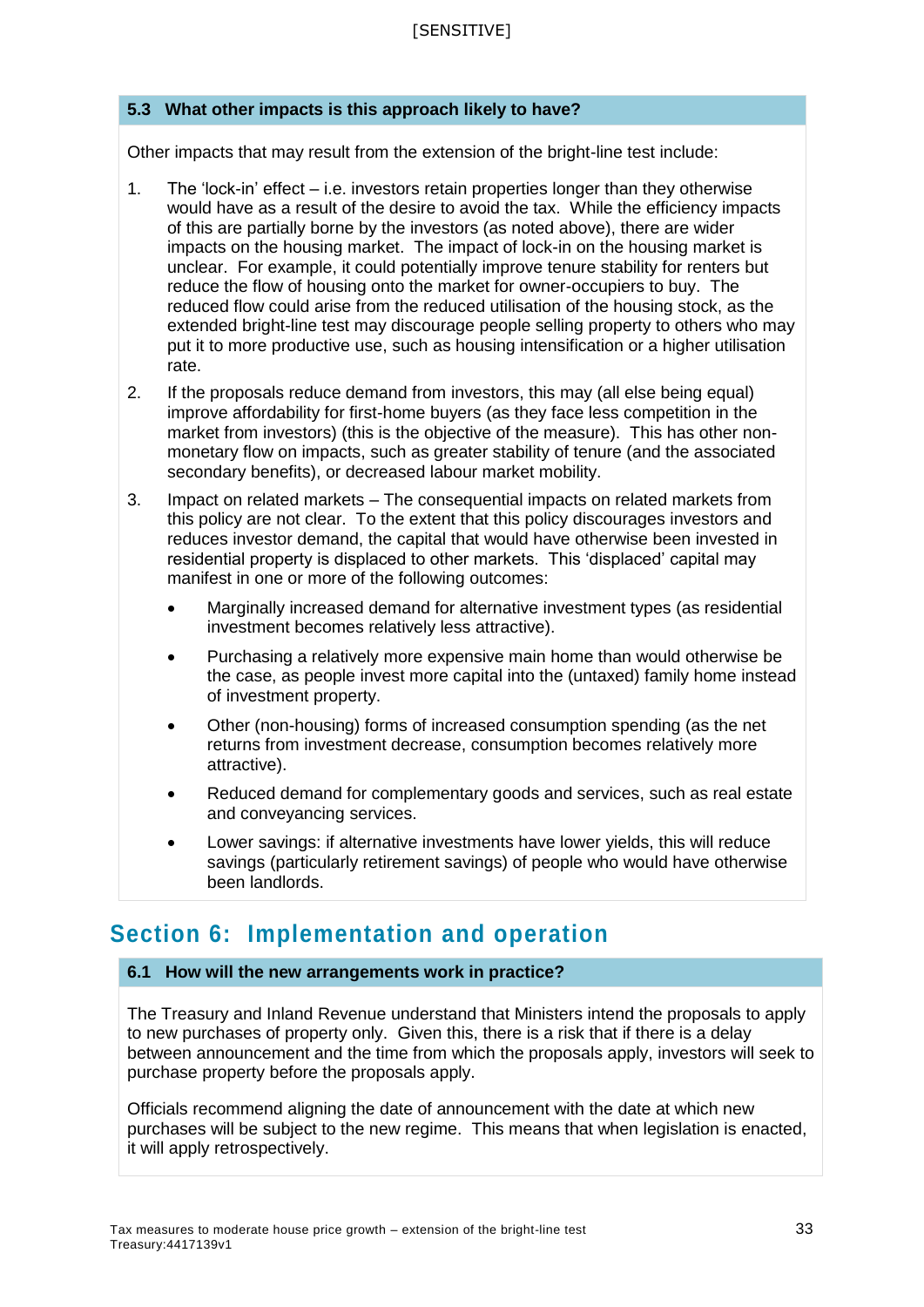### 5.3 What other impacts is this approach likely to have?

Other impacts that may result from the extension of the bright-line test include:

1. The 'lock-in' effect – i.e. investors retain properties longer than they otherwise would have as a result of the desire to avoid the tax. While the efficiency impacts of this are partially borne by the investors (as noted above), there are wider impacts on the housing market. The impact of lock-in on the housing market is unclear. For example, it could potentially improve tenure stability for renters but reduce the flow of housing onto the market for owner-occupiers to buy. The reduced flow could arise from the reduced utilisation of the housing stock, as the extended bright-line test may discourage people selling property to others who may put it to more productive use, such as housing intensification or a higher utilisation rate.
2. If the proposals reduce demand from investors, this may (all else being equal) improve affordability for first-home buyers (as they face less competition in the market from investors) (this is the objective of the measure). This has other non-monetary flow on impacts, such as greater stability of tenure (and the associated secondary benefits), or decreased labour market mobility.
3. Impact on related markets – The consequential impacts on related markets from this policy are not clear. To the extent that this policy discourages investors and reduces investor demand, the capital that would have otherwise been invested in residential property is displaced to other markets. This 'displaced' capital may manifest in one or more of the following outcomes:
   - Marginally increased demand for alternative investment types (as residential investment becomes relatively less attractive).
   - Purchasing a relatively more expensive main home than would otherwise be the case, as people invest more capital into the (untaxed) family home instead of investment property.
   - Other (non-housing) forms of increased consumption spending (as the net returns from investment decrease, consumption becomes relatively more attractive).
   - Reduced demand for complementary goods and services, such as real estate and conveyancing services.
   - Lower savings: if alternative investments have lower yields, this will reduce savings (particularly retirement savings) of people who would have otherwise been landlords.

## Section 6: Implementation and operation

### 6.1 How will the new arrangements work in practice?

The Treasury and Inland Revenue understand that Ministers intend the proposals to apply to new purchases of property only. Given this, there is a risk that if there is a delay between announcement and the time from which the proposals apply, investors will seek to purchase property before the proposals apply.

Officials recommend aligning the date of announcement with the date at which new purchases will be subject to the new regime. This means that when legislation is enacted, it will apply retrospectively.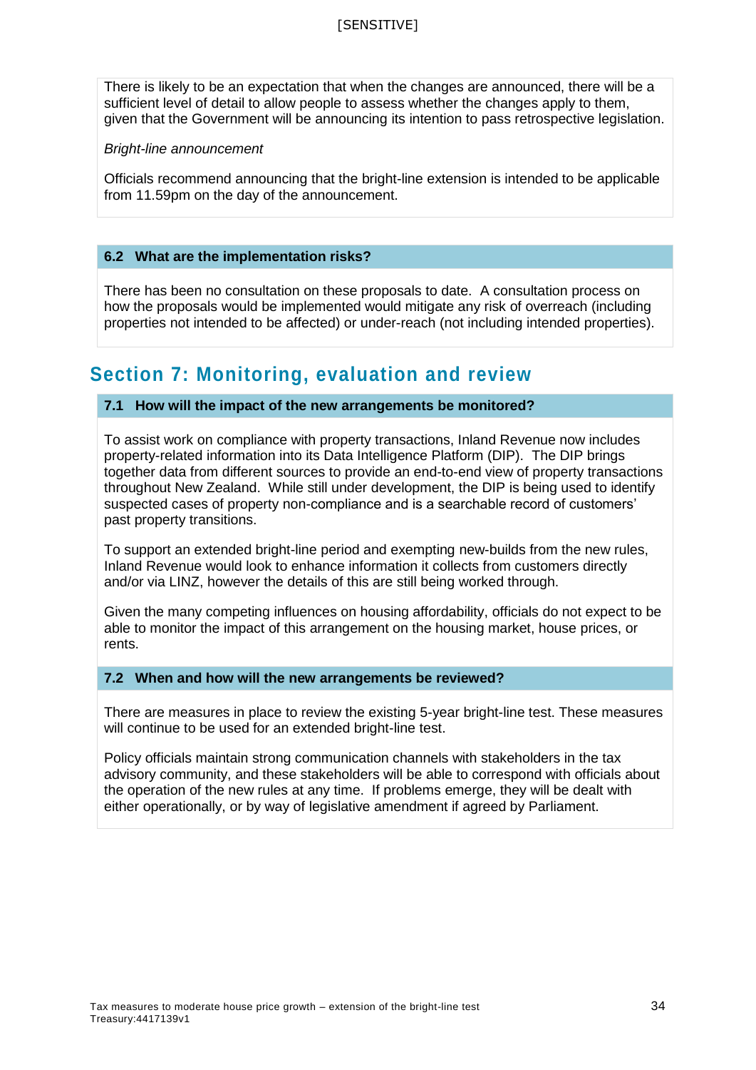There is likely to be an expectation that when the changes are announced, there will be a sufficient level of detail to allow people to assess whether the changes apply to them, given that the Government will be announcing its intention to pass retrospective legislation.

*Bright-line announcement*

Officials recommend announcing that the bright-line extension is intended to be applicable from 11.59pm on the day of the announcement.

### 6.2 What are the implementation risks?

There has been no consultation on these proposals to date. A consultation process on how the proposals would be implemented would mitigate any risk of overreach (including properties not intended to be affected) or under-reach (not including intended properties).

## Section 7: Monitoring, evaluation and review

### 7.1 How will the impact of the new arrangements be monitored?

To assist work on compliance with property transactions, Inland Revenue now includes property-related information into its Data Intelligence Platform (DIP). The DIP brings together data from different sources to provide an end-to-end view of property transactions throughout New Zealand. While still under development, the DIP is being used to identify suspected cases of property non-compliance and is a searchable record of customers' past property transitions.

To support an extended bright-line period and exempting new-builds from the new rules, Inland Revenue would look to enhance information it collects from customers directly and/or via LINZ, however the details of this are still being worked through.

Given the many competing influences on housing affordability, officials do not expect to be able to monitor the impact of this arrangement on the housing market, house prices, or rents.

### 7.2 When and how will the new arrangements be reviewed?

There are measures in place to review the existing 5-year bright-line test. These measures will continue to be used for an extended bright-line test.

Policy officials maintain strong communication channels with stakeholders in the tax advisory community, and these stakeholders will be able to correspond with officials about the operation of the new rules at any time. If problems emerge, they will be dealt with either operationally, or by way of legislative amendment if agreed by Parliament.